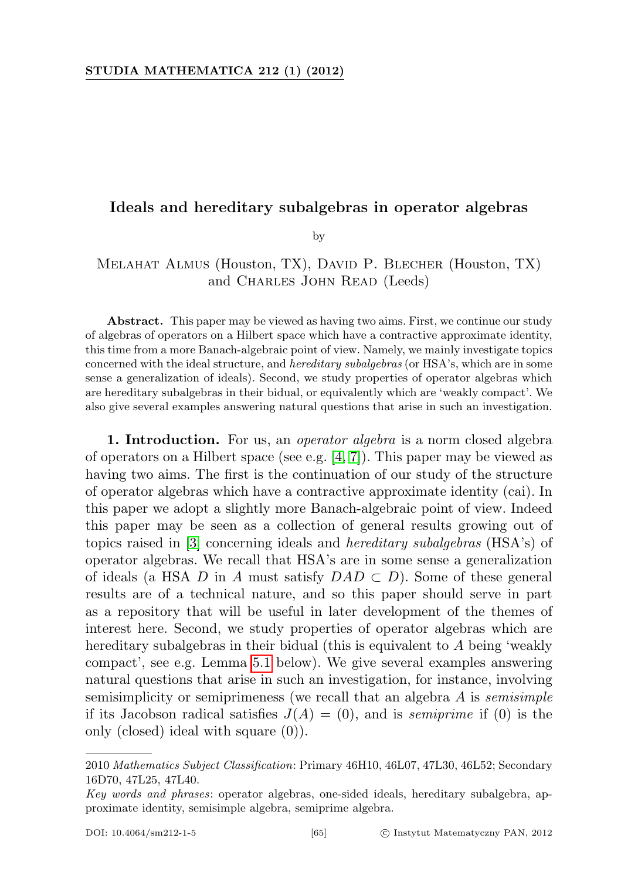# Ideals and hereditary subalgebras in operator algebras

by

Melahat Almus (Houston, TX), David P. Blecher (Houston, TX) and Charles John Read (Leeds)

**Abstract.** This paper may be viewed as having two aims. First, we continue our study of algebras of operators on a Hilbert space which have a contractive approximate identity, this time from a more Banach-algebraic point of view. Namely, we mainly investigate topics concerned with the ideal structure, and *hereditary subalgebras* (or HSA's, which are in some sense a generalization of ideals). Second, we study properties of operator algebras which are hereditary subalgebras in their bidual, or equivalently which are 'weakly compact'. We also give several examples answering natural questions that arise in such an investigation.

**1. Introduction.** For us, an *operator algebra* is a norm closed algebra of operators on a Hilbert space (see e.g. [4, 7]). This paper may be viewed as having two aims. The first is the continuation of our study of the structure of operator algebras which have a contractive approximate identity (cai). In this paper we adopt a slightly more Banach-algebraic point of view. Indeed this paper may be seen as a collection of general results growing out of topics raised in [3] concerning ideals and *hereditary subalgebras* (HSA's) of operator algebras. We recall that HSA's are in some sense a generalization of ideals (a HSA $D$ in $A$ must satisfy $DAD \subset D$). Some of these general results are of a technical nature, and so this paper should serve in part as a repository that will be useful in later development of the themes of interest here. Second, we study properties of operator algebras which are hereditary subalgebras in their bidual (this is equivalent to $A$ being 'weakly compact', see e.g. Lemma 5.1 below). We give several examples answering natural questions that arise in such an investigation, for instance, involving semisimplicity or semiprimeness (we recall that an algebra $A$ is *semisimple* if its Jacobson radical satisfies $J(A) = (0)$, and is *semiprime* if (0) is the only (closed) ideal with square (0)).

2010 *Mathematics Subject Classification*: Primary 46H10, 46L07, 47L30, 46L52; Secondary 16D70, 47L25, 47L40.

*Key words and phrases*: operator algebras, one-sided ideals, hereditary subalgebra, approximate identity, semisimple algebra, semiprime algebra.

DOI: 10.4064/sm212-1-5 © Instytut Matematyczny PAN, 2012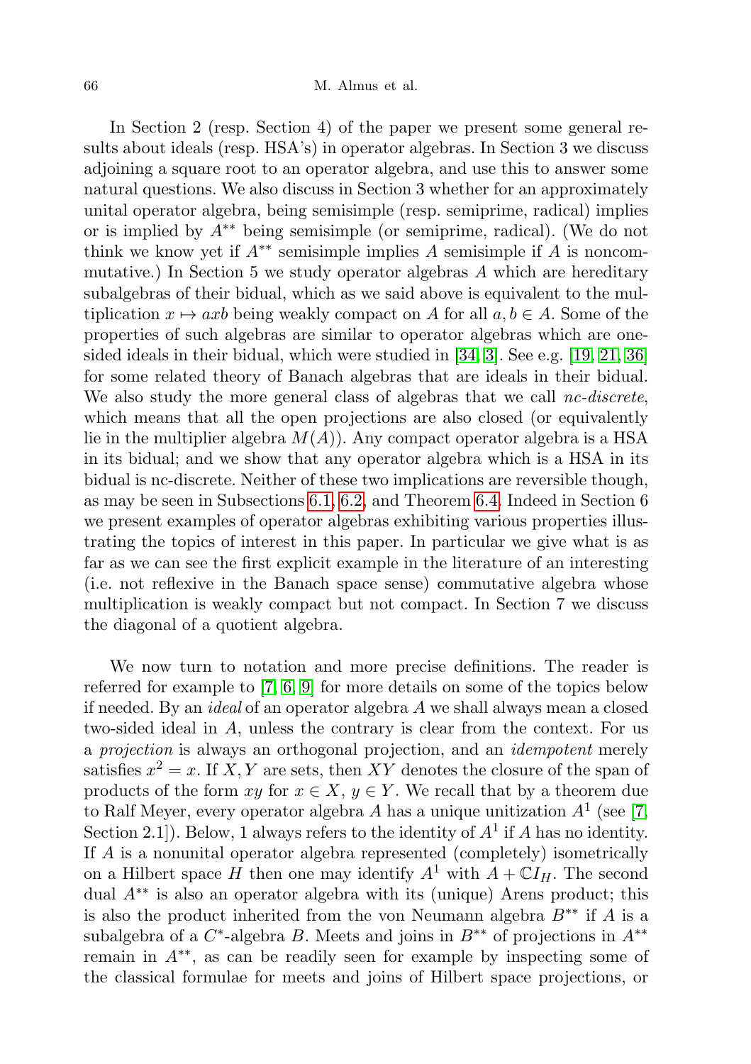In Section 2 (resp. Section 4) of the paper we present some general results about ideals (resp. HSA's) in operator algebras. In Section 3 we discuss adjoining a square root to an operator algebra, and use this to answer some natural questions. We also discuss in Section 3 whether for an approximately unital operator algebra, being semisimple (resp. semiprime, radical) implies or is implied by $A^{**}$ being semisimple (or semiprime, radical). (We do not think we know yet if $A^{**}$ semisimple implies $A$ semisimple if $A$ is noncommutative.) In Section 5 we study operator algebras $A$ which are hereditary subalgebras of their bidual, which as we said above is equivalent to the multiplication $x \mapsto axb$ being weakly compact on $A$ for all $a, b \in A$. Some of the properties of such algebras are similar to operator algebras which are one-sided ideals in their bidual, which were studied in [34, 3]. See e.g. [19, 21, 36] for some related theory of Banach algebras that are ideals in their bidual. We also study the more general class of algebras that we call *nc-discrete*, which means that all the open projections are also closed (or equivalently lie in the multiplier algebra $M(A)$). Any compact operator algebra is a HSA in its bidual; and we show that any operator algebra which is a HSA in its bidual is nc-discrete. Neither of these two implications are reversible though, as may be seen in Subsections 6.1, 6.2, and Theorem 6.4. Indeed in Section 6 we present examples of operator algebras exhibiting various properties illustrating the topics of interest in this paper. In particular we give what is as far as we can see the first explicit example in the literature of an interesting (i.e. not reflexive in the Banach space sense) commutative algebra whose multiplication is weakly compact but not compact. In Section 7 we discuss the diagonal of a quotient algebra.

We now turn to notation and more precise definitions. The reader is referred for example to [7, 6, 9] for more details on some of the topics below if needed. By an *ideal* of an operator algebra $A$ we shall always mean a closed two-sided ideal in $A$, unless the contrary is clear from the context. For us a *projection* is always an orthogonal projection, and an *idempotent* merely satisfies $x^2 = x$. If $X, Y$ are sets, then $XY$ denotes the closure of the span of products of the form $xy$ for $x \in X$, $y \in Y$. We recall that by a theorem due to Ralf Meyer, every operator algebra $A$ has a unique unitization $A^1$ (see [7, Section 2.1]). Below, 1 always refers to the identity of $A^1$ if $A$ has no identity. If $A$ is a nonunital operator algebra represented (completely) isometrically on a Hilbert space $H$ then one may identify $A^1$ with $A + \mathbb{C}I_H$. The second dual $A^{**}$ is also an operator algebra with its (unique) Arens product; this is also the product inherited from the von Neumann algebra $B^{**}$ if $A$ is a subalgebra of a $C^*$-algebra $B$. Meets and joins in $B^{**}$ of projections in $A^{**}$ remain in $A^{**}$, as can be readily seen for example by inspecting some of the classical formulae for meets and joins of Hilbert space projections, or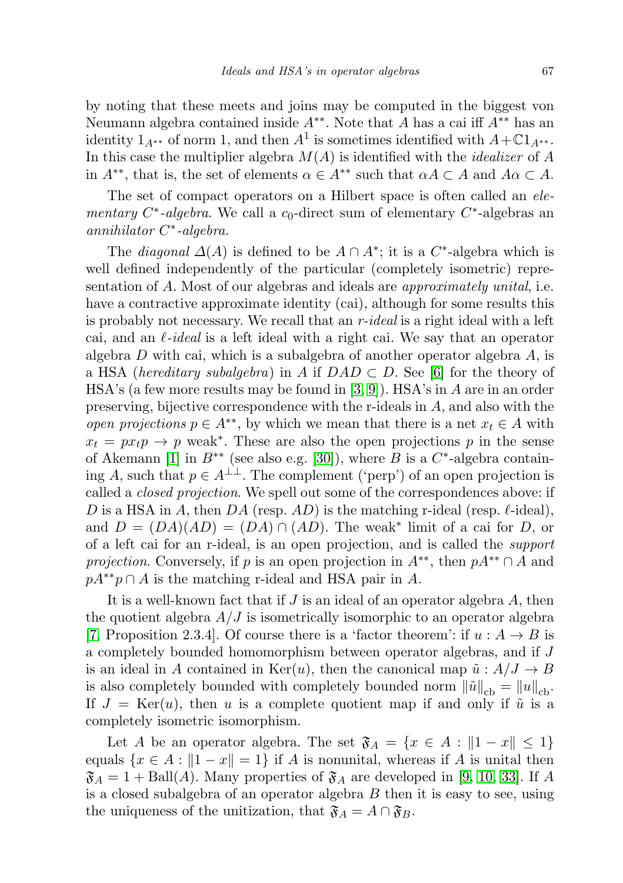by noting that these meets and joins may be computed in the biggest von Neumann algebra contained inside $A^{**}$. Note that $A$ has a cai iff $A^{**}$ has an identity $1_{A^{**}}$ of norm 1, and then $A^1$ is sometimes identified with $A+\mathbb{C}1_{A^{**}}$. In this case the multiplier algebra $M(A)$ is identified with the *idealizer* of $A$ in $A^{**}$, that is, the set of elements $\alpha \in A^{**}$ such that $\alpha A \subset A$ and $A\alpha \subset A$.

The set of compact operators on a Hilbert space is often called an *elementary $C^*$-algebra*. We call a $c_0$-direct sum of elementary $C^*$-algebras an *annihilator $C^*$-algebra.*

The *diagonal* $\Delta(A)$ is defined to be $A \cap A^*$; it is a $C^*$-algebra which is well defined independently of the particular (completely isometric) representation of $A$. Most of our algebras and ideals are *approximately unital*, i.e. have a contractive approximate identity (cai), although for some results this is probably not necessary. We recall that an *r-ideal* is a right ideal with a left cai, and an *$\ell$-ideal* is a left ideal with a right cai. We say that an operator algebra $D$ with cai, which is a subalgebra of another operator algebra $A$, is a HSA (*hereditary subalgebra*) in $A$ if $DAD \subset D$. See [6] for the theory of HSA's (a few more results may be found in [3, 9]). HSA's in $A$ are in an order preserving, bijective correspondence with the r-ideals in $A$, and also with the *open projections* $p \in A^{**}$, by which we mean that there is a net $x_t \in A$ with $x_t = px_tp \to p$ weak*. These are also the open projections $p$ in the sense of Akemann [1] in $B^{**}$ (see also e.g. [30]), where $B$ is a $C^*$-algebra containing $A$, such that $p \in A^{\perp\perp}$. The complement ('perp') of an open projection is called a *closed projection*. We spell out some of the correspondences above: if $D$ is a HSA in $A$, then $DA$ (resp. $AD$) is the matching r-ideal (resp. $\ell$-ideal), and $D = (DA)(AD) = (DA) \cap (AD)$. The weak* limit of a cai for $D$, or of a left cai for an r-ideal, is an open projection, and is called the *support projection*. Conversely, if $p$ is an open projection in $A^{**}$, then $pA^{**} \cap A$ and $pA^{**}p \cap A$ is the matching r-ideal and HSA pair in $A$.

It is a well-known fact that if $J$ is an ideal of an operator algebra $A$, then the quotient algebra $A/J$ is isometrically isomorphic to an operator algebra [7, Proposition 2.3.4]. Of course there is a 'factor theorem': if $u : A \to B$ is a completely bounded homomorphism between operator algebras, and if $J$ is an ideal in $A$ contained in $\mathrm{Ker}(u)$, then the canonical map $\tilde{u} : A/J \to B$ is also completely bounded with completely bounded norm $\|\tilde{u}\|_{\mathrm{cb}} = \|u\|_{\mathrm{cb}}$. If $J = \mathrm{Ker}(u)$, then $u$ is a complete quotient map if and only if $\tilde{u}$ is a completely isometric isomorphism.

Let $A$ be an operator algebra. The set $\mathfrak{F}_A = \{x \in A : \|1 - x\| \leq 1\}$ equals $\{x \in A : \|1 - x\| = 1\}$ if $A$ is nonunital, whereas if $A$ is unital then $\mathfrak{F}_A = 1 + \mathrm{Ball}(A)$. Many properties of $\mathfrak{F}_A$ are developed in [9, 10, 33]. If $A$ is a closed subalgebra of an operator algebra $B$ then it is easy to see, using the uniqueness of the unitization, that $\mathfrak{F}_A = A \cap \mathfrak{F}_B$.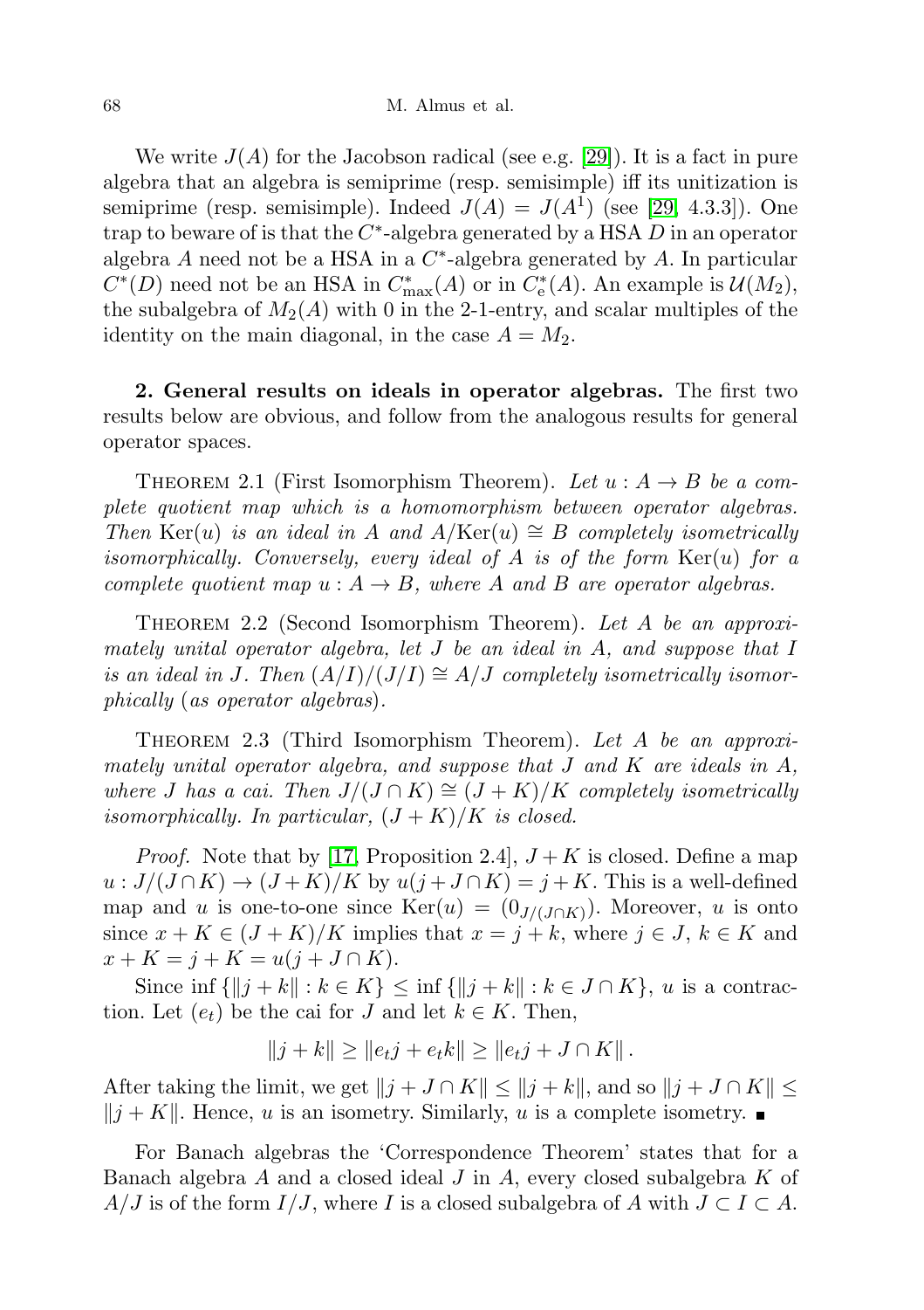We write $J(A)$ for the Jacobson radical (see e.g. [29]). It is a fact in pure algebra that an algebra is semiprime (resp. semisimple) iff its unitization is semiprime (resp. semisimple). Indeed $J(A) = J(A^1)$ (see [29, 4.3.3]). One trap to beware of is that the $C^*$-algebra generated by a HSA $D$ in an operator algebra $A$ need not be a HSA in a $C^*$-algebra generated by $A$. In particular $C^*(D)$ need not be an HSA in $C^*_{\max}(A)$ or in $C^*_{\rm e}(A)$. An example is $\mathcal{U}(M_2)$, the subalgebra of $M_2(A)$ with 0 in the 2-1-entry, and scalar multiples of the identity on the main diagonal, in the case $A = M_2$.

## 2. General results on ideals in operator algebras.

The first two results below are obvious, and follow from the analogous results for general operator spaces.

Theorem 2.1 (First Isomorphism Theorem). *Let $u : A \to B$ be a complete quotient map which is a homomorphism between operator algebras. Then $\mathrm{Ker}(u)$ is an ideal in $A$ and $A/\mathrm{Ker}(u) \cong B$ completely isometrically isomorphically. Conversely, every ideal of $A$ is of the form $\mathrm{Ker}(u)$ for a complete quotient map $u : A \to B$, where $A$ and $B$ are operator algebras.*

Theorem 2.2 (Second Isomorphism Theorem). *Let $A$ be an approximately unital operator algebra, let $J$ be an ideal in $A$, and suppose that $I$ is an ideal in $J$. Then $(A/I)/(J/I) \cong A/J$ completely isometrically isomorphically (as operator algebras).*

Theorem 2.3 (Third Isomorphism Theorem). *Let $A$ be an approximately unital operator algebra, and suppose that $J$ and $K$ are ideals in $A$, where $J$ has a cai. Then $J/(J \cap K) \cong (J + K)/K$ completely isometrically isomorphically. In particular, $(J + K)/K$ is closed.*

*Proof.* Note that by [17, Proposition 2.4], $J + K$ is closed. Define a map $u : J/(J \cap K) \to (J + K)/K$ by $u(j + J \cap K) = j + K$. This is a well-defined map and $u$ is one-to-one since $\mathrm{Ker}(u) = (0_{J/(J\cap K)})$. Moreover, $u$ is onto since $x + K \in (J + K)/K$ implies that $x = j + k$, where $j \in J$, $k \in K$ and $x + K = j + K = u(j + J \cap K)$.

Since $\inf\{\|j + k\| : k \in K\} \leq \inf\{\|j + k\| : k \in J \cap K\}$, $u$ is a contraction. Let $(e_t)$ be the cai for $J$ and let $k \in K$. Then,

$$\|j + k\| \geq \|e_t j + e_t k\| \geq \|e_t j + J \cap K\|.$$

After taking the limit, we get $\|j + J \cap K\| \leq \|j + k\|$, and so $\|j + J \cap K\| \leq \|j + K\|$. Hence, $u$ is an isometry. Similarly, $u$ is a complete isometry. ∎

For Banach algebras the 'Correspondence Theorem' states that for a Banach algebra $A$ and a closed ideal $J$ in $A$, every closed subalgebra $K$ of $A/J$ is of the form $I/J$, where $I$ is a closed subalgebra of $A$ with $J \subset I \subset A$.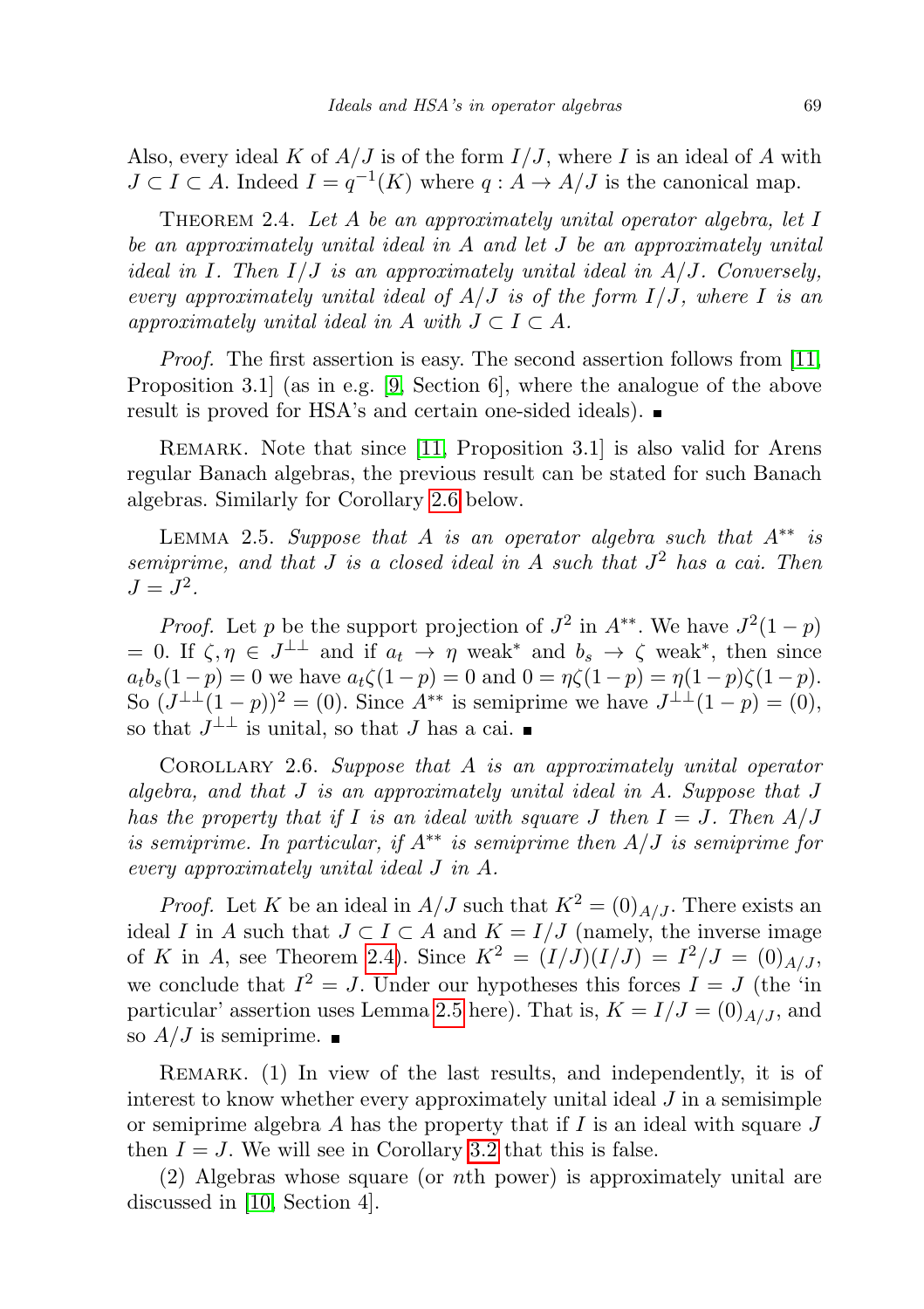Also, every ideal $K$ of $A/J$ is of the form $I/J$, where $I$ is an ideal of $A$ with $J \subset I \subset A$. Indeed $I = q^{-1}(K)$ where $q : A \to A/J$ is the canonical map.

THEOREM 2.4. *Let $A$ be an approximately unital operator algebra, let $I$ be an approximately unital ideal in $A$ and let $J$ be an approximately unital ideal in $I$. Then $I/J$ is an approximately unital ideal in $A/J$. Conversely, every approximately unital ideal of $A/J$ is of the form $I/J$, where $I$ is an approximately unital ideal in $A$ with $J \subset I \subset A$.*

*Proof.* The first assertion is easy. The second assertion follows from [11, Proposition 3.1] (as in e.g. [9, Section 6], where the analogue of the above result is proved for HSA's and certain one-sided ideals). ∎

REMARK. Note that since [11, Proposition 3.1] is also valid for Arens regular Banach algebras, the previous result can be stated for such Banach algebras. Similarly for Corollary 2.6 below.

LEMMA 2.5. *Suppose that $A$ is an operator algebra such that $A^{**}$ is semiprime, and that $J$ is a closed ideal in $A$ such that $J^2$ has a cai. Then $J = J^2$.*

*Proof.* Let $p$ be the support projection of $J^2$ in $A^{**}$. We have $J^2(1-p) = 0$. If $\zeta, \eta \in J^{\perp\perp}$ and if $a_t \to \eta$ weak* and $b_s \to \zeta$ weak*, then since $a_t b_s(1-p) = 0$ we have $a_t\zeta(1-p) = 0$ and $0 = \eta\zeta(1-p) = \eta(1-p)\zeta(1-p)$. So $(J^{\perp\perp}(1-p))^2 = (0)$. Since $A^{**}$ is semiprime we have $J^{\perp\perp}(1-p) = (0)$, so that $J^{\perp\perp}$ is unital, so that $J$ has a cai. ∎

COROLLARY 2.6. *Suppose that $A$ is an approximately unital operator algebra, and that $J$ is an approximately unital ideal in $A$. Suppose that $J$ has the property that if $I$ is an ideal with square $J$ then $I = J$. Then $A/J$ is semiprime. In particular, if $A^{**}$ is semiprime then $A/J$ is semiprime for every approximately unital ideal $J$ in $A$.*

*Proof.* Let $K$ be an ideal in $A/J$ such that $K^2 = (0)_{A/J}$. There exists an ideal $I$ in $A$ such that $J \subset I \subset A$ and $K = I/J$ (namely, the inverse image of $K$ in $A$, see Theorem 2.4). Since $K^2 = (I/J)(I/J) = I^2/J = (0)_{A/J}$, we conclude that $I^2 = J$. Under our hypotheses this forces $I = J$ (the 'in particular' assertion uses Lemma 2.5 here). That is, $K = I/J = (0)_{A/J}$, and so $A/J$ is semiprime. ∎

REMARK. (1) In view of the last results, and independently, it is of interest to know whether every approximately unital ideal $J$ in a semisimple or semiprime algebra $A$ has the property that if $I$ is an ideal with square $J$ then $I = J$. We will see in Corollary 3.2 that this is false.

(2) Algebras whose square (or $n$th power) is approximately unital are discussed in [10, Section 4].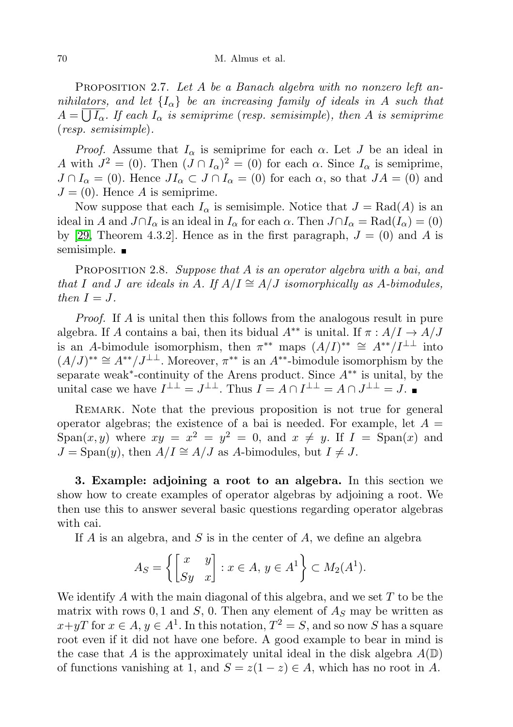Proposition 2.7. *Let $A$ be a Banach algebra with no nonzero left annihilators, and let $\{I_\alpha\}$ be an increasing family of ideals in $A$ such that $A = \overline{\bigcup I_\alpha}$. If each $I_\alpha$ is semiprime (resp. semisimple), then $A$ is semiprime (resp. semisimple).*

*Proof.* Assume that $I_\alpha$ is semiprime for each $\alpha$. Let $J$ be an ideal in $A$ with $J^2 = (0)$. Then $(J \cap I_\alpha)^2 = (0)$ for each $\alpha$. Since $I_\alpha$ is semiprime, $J \cap I_\alpha = (0)$. Hence $JI_\alpha \subset J \cap I_\alpha = (0)$ for each $\alpha$, so that $JA = (0)$ and $J = (0)$. Hence $A$ is semiprime.

Now suppose that each $I_\alpha$ is semisimple. Notice that $J = \mathrm{Rad}(A)$ is an ideal in $A$ and $J \cap I_\alpha$ is an ideal in $I_\alpha$ for each $\alpha$. Then $J \cap I_\alpha = \mathrm{Rad}(I_\alpha) = (0)$ by [29, Theorem 4.3.2]. Hence as in the first paragraph, $J = (0)$ and $A$ is semisimple. ∎

Proposition 2.8. *Suppose that $A$ is an operator algebra with a bai, and that $I$ and $J$ are ideals in $A$. If $A/I \cong A/J$ isomorphically as $A$-bimodules, then $I = J$.*

*Proof.* If $A$ is unital then this follows from the analogous result in pure algebra. If $A$ contains a bai, then its bidual $A^{**}$ is unital. If $\pi : A/I \to A/J$ is an $A$-bimodule isomorphism, then $\pi^{**}$ maps $(A/I)^{**} \cong A^{**}/I^{\perp\perp}$ into $(A/J)^{**} \cong A^{**}/J^{\perp\perp}$. Moreover, $\pi^{**}$ is an $A^{**}$-bimodule isomorphism by the separate weak*-continuity of the Arens product. Since $A^{**}$ is unital, by the unital case we have $I^{\perp\perp} = J^{\perp\perp}$. Thus $I = A \cap I^{\perp\perp} = A \cap J^{\perp\perp} = J$. ∎

Remark. Note that the previous proposition is not true for general operator algebras; the existence of a bai is needed. For example, let $A = \mathrm{Span}(x, y)$ where $xy = x^2 = y^2 = 0$, and $x \neq y$. If $I = \mathrm{Span}(x)$ and $J = \mathrm{Span}(y)$, then $A/I \cong A/J$ as $A$-bimodules, but $I \neq J$.

## 3. Example: adjoining a root to an algebra.

In this section we show how to create examples of operator algebras by adjoining a root. We then use this to answer several basic questions regarding operator algebras with cai.

If $A$ is an algebra, and $S$ is in the center of $A$, we define an algebra

$$A_S = \left\{ \begin{bmatrix} x & y \\ Sy & x \end{bmatrix} : x \in A,\, y \in A^1 \right\} \subset M_2(A^1).$$

We identify $A$ with the main diagonal of this algebra, and we set $T$ to be the matrix with rows $0, 1$ and $S$, $0$. Then any element of $A_S$ may be written as $x + yT$ for $x \in A$, $y \in A^1$. In this notation, $T^2 = S$, and so now $S$ has a square root even if it did not have one before. A good example to bear in mind is the case that $A$ is the approximately unital ideal in the disk algebra $A(\mathbb{D})$ of functions vanishing at 1, and $S = z(1 - z) \in A$, which has no root in $A$.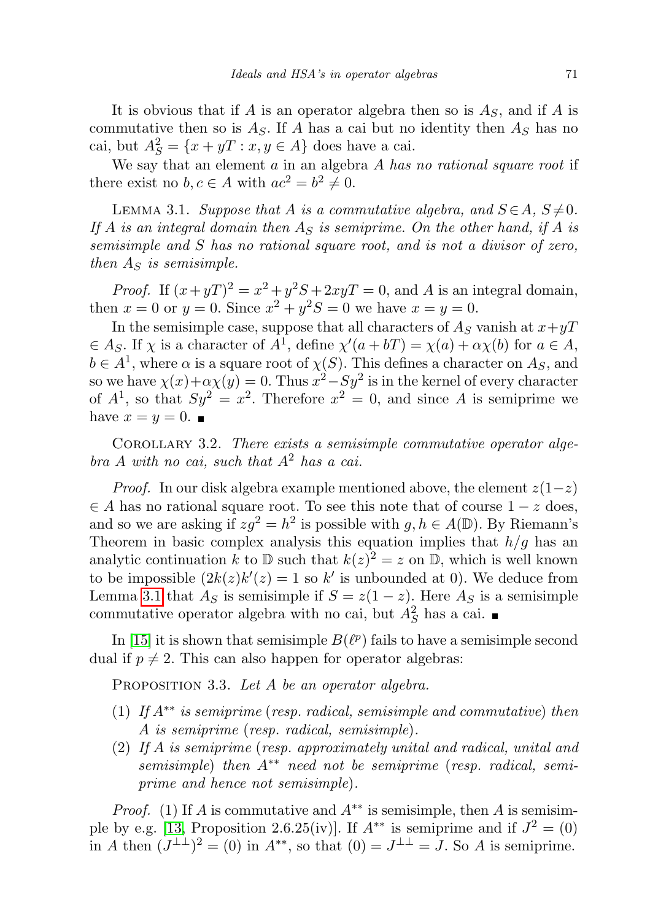It is obvious that if $A$ is an operator algebra then so is $A_S$, and if $A$ is commutative then so is $A_S$. If $A$ has a cai but no identity then $A_S$ has no cai, but $A_S^2 = \{x + yT : x, y \in A\}$ does have a cai.

We say that an element $a$ in an algebra $A$ *has no rational square root* if there exist no $b, c \in A$ with $ac^2 = b^2 \neq 0$.

LEMMA 3.1. *Suppose that $A$ is a commutative algebra, and $S \in A$, $S \neq 0$. If $A$ is an integral domain then $A_S$ is semiprime. On the other hand, if $A$ is semisimple and $S$ has no rational square root, and is not a divisor of zero, then $A_S$ is semisimple.*

*Proof.* If $(x + yT)^2 = x^2 + y^2 S + 2xyT = 0$, and $A$ is an integral domain, then $x = 0$ or $y = 0$. Since $x^2 + y^2 S = 0$ we have $x = y = 0$.

In the semisimple case, suppose that all characters of $A_S$ vanish at $x + yT \in A_S$. If $\chi$ is a character of $A^1$, define $\chi'(a + bT) = \chi(a) + \alpha\chi(b)$ for $a \in A$, $b \in A^1$, where $\alpha$ is a square root of $\chi(S)$. This defines a character on $A_S$, and so we have $\chi(x) + \alpha\chi(y) = 0$. Thus $x^2 - Sy^2$ is in the kernel of every character of $A^1$, so that $Sy^2 = x^2$. Therefore $x^2 = 0$, and since $A$ is semiprime we have $x = y = 0$. ∎

COROLLARY 3.2. *There exists a semisimple commutative operator algebra $A$ with no cai, such that $A^2$ has a cai.*

*Proof.* In our disk algebra example mentioned above, the element $z(1-z) \in A$ has no rational square root. To see this note that of course $1 - z$ does, and so we are asking if $zg^2 = h^2$ is possible with $g, h \in A(\mathbb{D})$. By Riemann's Theorem in basic complex analysis this equation implies that $h/g$ has an analytic continuation $k$ to $\mathbb{D}$ such that $k(z)^2 = z$ on $\mathbb{D}$, which is well known to be impossible ($2k(z)k'(z) = 1$ so $k'$ is unbounded at 0). We deduce from Lemma 3.1 that $A_S$ is semisimple if $S = z(1-z)$. Here $A_S$ is a semisimple commutative operator algebra with no cai, but $A_S^2$ has a cai. ∎

In [15] it is shown that semisimple $B(\ell^p)$ fails to have a semisimple second dual if $p \neq 2$. This can also happen for operator algebras:

PROPOSITION 3.3. *Let $A$ be an operator algebra.*

1. *If $A^{**}$ is semiprime (resp. radical, semisimple and commutative) then $A$ is semiprime (resp. radical, semisimple).*
2. *If $A$ is semiprime (resp. approximately unital and radical, unital and semisimple) then $A^{**}$ need not be semiprime (resp. radical, semiprime and hence not semisimple).*

*Proof.* (1) If $A$ is commutative and $A^{**}$ is semisimple, then $A$ is semisimple by e.g. [13, Proposition 2.6.25(iv)]. If $A^{**}$ is semiprime and if $J^2 = (0)$ in $A$ then $(J^{\perp\perp})^2 = (0)$ in $A^{**}$, so that $(0) = J^{\perp\perp} = J$. So $A$ is semiprime.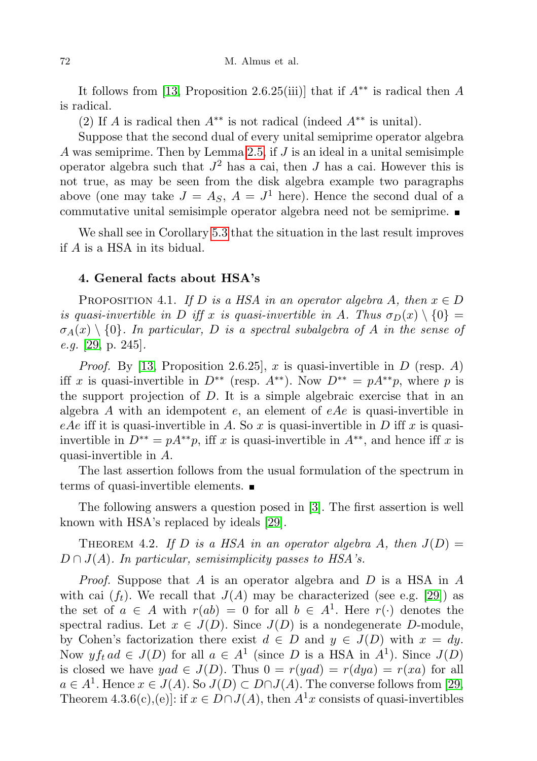It follows from [13, Proposition 2.6.25(iii)] that if $A^{**}$ is radical then $A$ is radical.

(2) If $A$ is radical then $A^{**}$ is not radical (indeed $A^{**}$ is unital).

Suppose that the second dual of every unital semiprime operator algebra $A$ was semiprime. Then by Lemma 2.5, if $J$ is an ideal in a unital semisimple operator algebra such that $J^2$ has a cai, then $J$ has a cai. However this is not true, as may be seen from the disk algebra example two paragraphs above (one may take $J = A_S$, $A = J^1$ here). Hence the second dual of a commutative unital semisimple operator algebra need not be semiprime. ∎

We shall see in Corollary 5.3 that the situation in the last result improves if $A$ is a HSA in its bidual.

## 4. General facts about HSA's

Proposition 4.1. *If $D$ is a HSA in an operator algebra $A$, then $x \in D$ is quasi-invertible in $D$ iff $x$ is quasi-invertible in $A$. Thus $\sigma_D(x) \setminus \{0\} = \sigma_A(x) \setminus \{0\}$. In particular, $D$ is a spectral subalgebra of $A$ in the sense of e.g.* [29, p. 245].

*Proof.* By [13, Proposition 2.6.25], $x$ is quasi-invertible in $D$ (resp. $A$) iff $x$ is quasi-invertible in $D^{**}$ (resp. $A^{**}$). Now $D^{**} = pA^{**}p$, where $p$ is the support projection of $D$. It is a simple algebraic exercise that in an algebra $A$ with an idempotent $e$, an element of $eAe$ is quasi-invertible in $eAe$ iff it is quasi-invertible in $A$. So $x$ is quasi-invertible in $D$ iff $x$ is quasi-invertible in $D^{**} = pA^{**}p$, iff $x$ is quasi-invertible in $A^{**}$, and hence iff $x$ is quasi-invertible in $A$.

The last assertion follows from the usual formulation of the spectrum in terms of quasi-invertible elements. ∎

The following answers a question posed in [3]. The first assertion is well known with HSA's replaced by ideals [29].

Theorem 4.2. *If $D$ is a HSA in an operator algebra $A$, then $J(D) = D \cap J(A)$. In particular, semisimplicity passes to HSA's.*

*Proof.* Suppose that $A$ is an operator algebra and $D$ is a HSA in $A$ with cai $(f_t)$. We recall that $J(A)$ may be characterized (see e.g. [29]) as the set of $a \in A$ with $r(ab) = 0$ for all $b \in A^1$. Here $r(\cdot)$ denotes the spectral radius. Let $x \in J(D)$. Since $J(D)$ is a nondegenerate $D$-module, by Cohen's factorization there exist $d \in D$ and $y \in J(D)$ with $x = dy$. Now $yf_t\,ad \in J(D)$ for all $a \in A^1$ (since $D$ is a HSA in $A^1$). Since $J(D)$ is closed we have $yad \in J(D)$. Thus $0 = r(yad) = r(dya) = r(xa)$ for all $a \in A^1$. Hence $x \in J(A)$. So $J(D) \subset D \cap J(A)$. The converse follows from [29, Theorem 4.3.6(c),(e)]: if $x \in D \cap J(A)$, then $A^1x$ consists of quasi-invertibles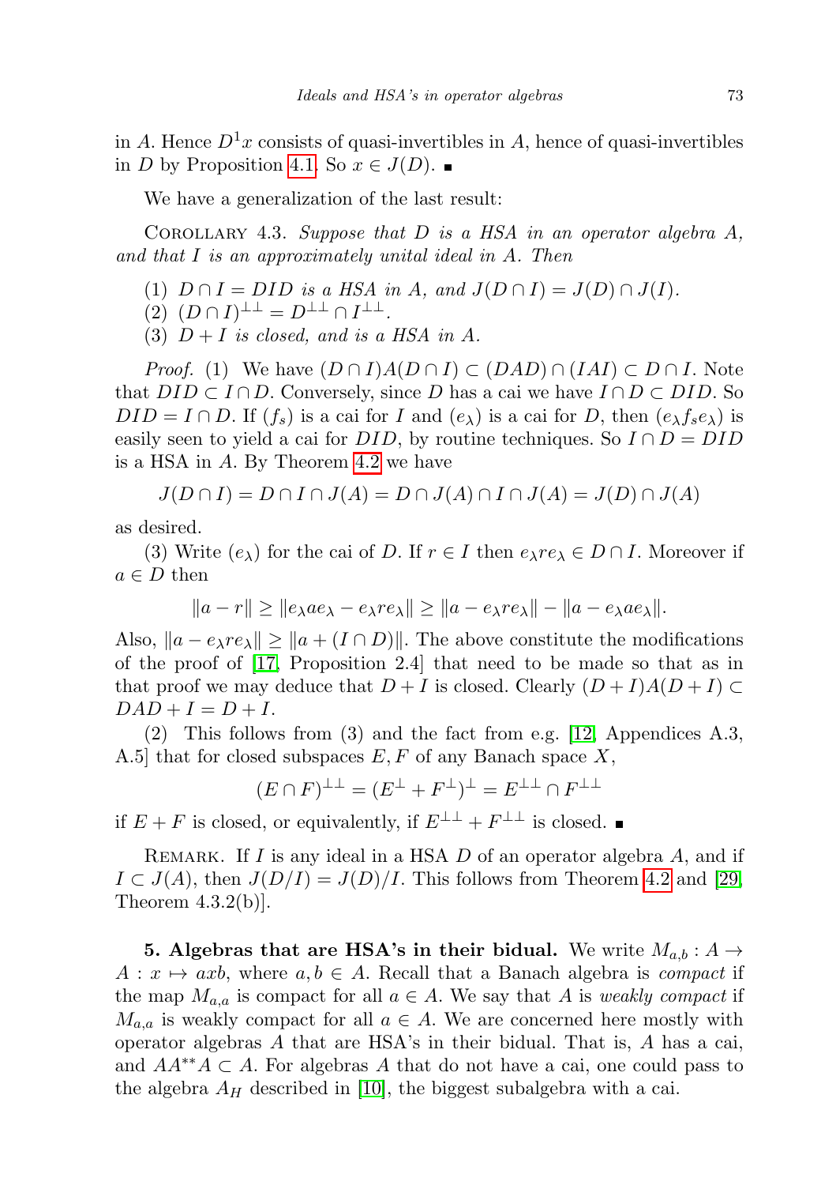in $A$. Hence $D^1 x$ consists of quasi-invertibles in $A$, hence of quasi-invertibles in $D$ by Proposition 4.1. So $x \in J(D)$. ∎

We have a generalization of the last result:

Corollary 4.3. *Suppose that $D$ is a HSA in an operator algebra $A$, and that $I$ is an approximately unital ideal in $A$. Then*

1. *$D \cap I = DID$ is a HSA in $A$, and $J(D \cap I) = J(D) \cap J(I)$.*
2. *$(D \cap I)^{\perp\perp} = D^{\perp\perp} \cap I^{\perp\perp}$.*
3. *$D + I$ is closed, and is a HSA in $A$.*

*Proof.* (1) We have $(D \cap I)A(D \cap I) \subset (DAD) \cap (IAI) \subset D \cap I$. Note that $DID \subset I \cap D$. Conversely, since $D$ has a cai we have $I \cap D \subset DID$. So $DID = I \cap D$. If $(f_s)$ is a cai for $I$ and $(e_\lambda)$ is a cai for $D$, then $(e_\lambda f_s e_\lambda)$ is easily seen to yield a cai for $DID$, by routine techniques. So $I \cap D = DID$ is a HSA in $A$. By Theorem 4.2 we have

$$J(D \cap I) = D \cap I \cap J(A) = D \cap J(A) \cap I \cap J(A) = J(D) \cap J(A)$$

as desired.

(3) Write $(e_\lambda)$ for the cai of $D$. If $r \in I$ then $e_\lambda r e_\lambda \in D \cap I$. Moreover if $a \in D$ then

$$\|a - r\| \geq \|e_\lambda a e_\lambda - e_\lambda r e_\lambda\| \geq \|a - e_\lambda r e_\lambda\| - \|a - e_\lambda a e_\lambda\|.$$

Also, $\|a - e_\lambda r e_\lambda\| \geq \|a + (I \cap D)\|$. The above constitute the modifications of the proof of [17, Proposition 2.4] that need to be made so that as in that proof we may deduce that $D + I$ is closed. Clearly $(D + I)A(D + I) \subset DAD + I = D + I$.

(2) This follows from (3) and the fact from e.g. [12, Appendices A.3, A.5] that for closed subspaces $E, F$ of any Banach space $X$,

$$(E \cap F)^{\perp\perp} = (E^{\perp} + F^{\perp})^{\perp} = E^{\perp\perp} \cap F^{\perp\perp}$$

if $E + F$ is closed, or equivalently, if $E^{\perp\perp} + F^{\perp\perp}$ is closed. ∎

Remark. If $I$ is any ideal in a HSA $D$ of an operator algebra $A$, and if $I \subset J(A)$, then $J(D/I) = J(D)/I$. This follows from Theorem 4.2 and [29, Theorem 4.3.2(b)].

**5. Algebras that are HSA's in their bidual.** We write $M_{a,b} : A \to A : x \mapsto axb$, where $a, b \in A$. Recall that a Banach algebra is *compact* if the map $M_{a,a}$ is compact for all $a \in A$. We say that $A$ is *weakly compact* if $M_{a,a}$ is weakly compact for all $a \in A$. We are concerned here mostly with operator algebras $A$ that are HSA's in their bidual. That is, $A$ has a cai, and $AA^{**}A \subset A$. For algebras $A$ that do not have a cai, one could pass to the algebra $A_H$ described in [10], the biggest subalgebra with a cai.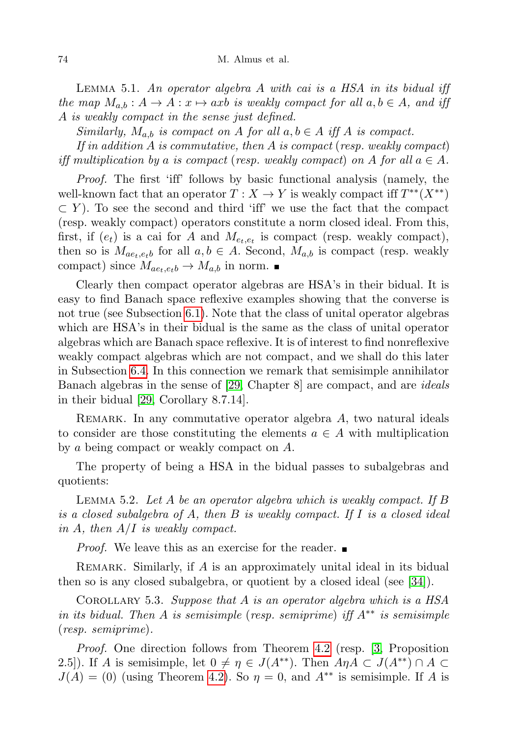Lemma 5.1. *An operator algebra $A$ with cai is a HSA in its bidual iff the map $M_{a,b} : A \to A : x \mapsto axb$ is weakly compact for all $a, b \in A$, and iff $A$ is weakly compact in the sense just defined.*

*Similarly, $M_{a,b}$ is compact on $A$ for all $a, b \in A$ iff $A$ is compact.*

*If in addition $A$ is commutative, then $A$ is compact (resp. weakly compact) iff multiplication by $a$ is compact (resp. weakly compact) on $A$ for all $a \in A$.*

*Proof.* The first 'iff' follows by basic functional analysis (namely, the well-known fact that an operator $T : X \to Y$ is weakly compact iff $T^{**}(X^{**}) \subset Y$). To see the second and third 'iff' we use the fact that the compact (resp. weakly compact) operators constitute a norm closed ideal. From this, first, if $(e_t)$ is a cai for $A$ and $M_{e_t,e_t}$ is compact (resp. weakly compact), then so is $M_{ae_t,e_tb}$ for all $a, b \in A$. Second, $M_{a,b}$ is compact (resp. weakly compact) since $M_{ae_t,e_tb} \to M_{a,b}$ in norm. ∎

Clearly then compact operator algebras are HSA's in their bidual. It is easy to find Banach space reflexive examples showing that the converse is not true (see Subsection 6.1). Note that the class of unital operator algebras which are HSA's in their bidual is the same as the class of unital operator algebras which are Banach space reflexive. It is of interest to find nonreflexive weakly compact algebras which are not compact, and we shall do this later in Subsection 6.4. In this connection we remark that semisimple annihilator Banach algebras in the sense of [29, Chapter 8] are compact, and are *ideals* in their bidual [29, Corollary 8.7.14].

Remark. In any commutative operator algebra $A$, two natural ideals to consider are those constituting the elements $a \in A$ with multiplication by $a$ being compact or weakly compact on $A$.

The property of being a HSA in the bidual passes to subalgebras and quotients:

Lemma 5.2. *Let $A$ be an operator algebra which is weakly compact. If $B$ is a closed subalgebra of $A$, then $B$ is weakly compact. If $I$ is a closed ideal in $A$, then $A/I$ is weakly compact.*

*Proof.* We leave this as an exercise for the reader. ∎

Remark. Similarly, if $A$ is an approximately unital ideal in its bidual then so is any closed subalgebra, or quotient by a closed ideal (see [34]).

Corollary 5.3. *Suppose that $A$ is an operator algebra which is a HSA in its bidual. Then $A$ is semisimple (resp. semiprime) iff $A^{**}$ is semisimple (resp. semiprime).*

*Proof.* One direction follows from Theorem 4.2 (resp. [3, Proposition 2.5]). If $A$ is semisimple, let $0 \neq \eta \in J(A^{**})$. Then $A\eta A \subset J(A^{**}) \cap A \subset J(A) = (0)$ (using Theorem 4.2). So $\eta = 0$, and $A^{**}$ is semisimple. If $A$ is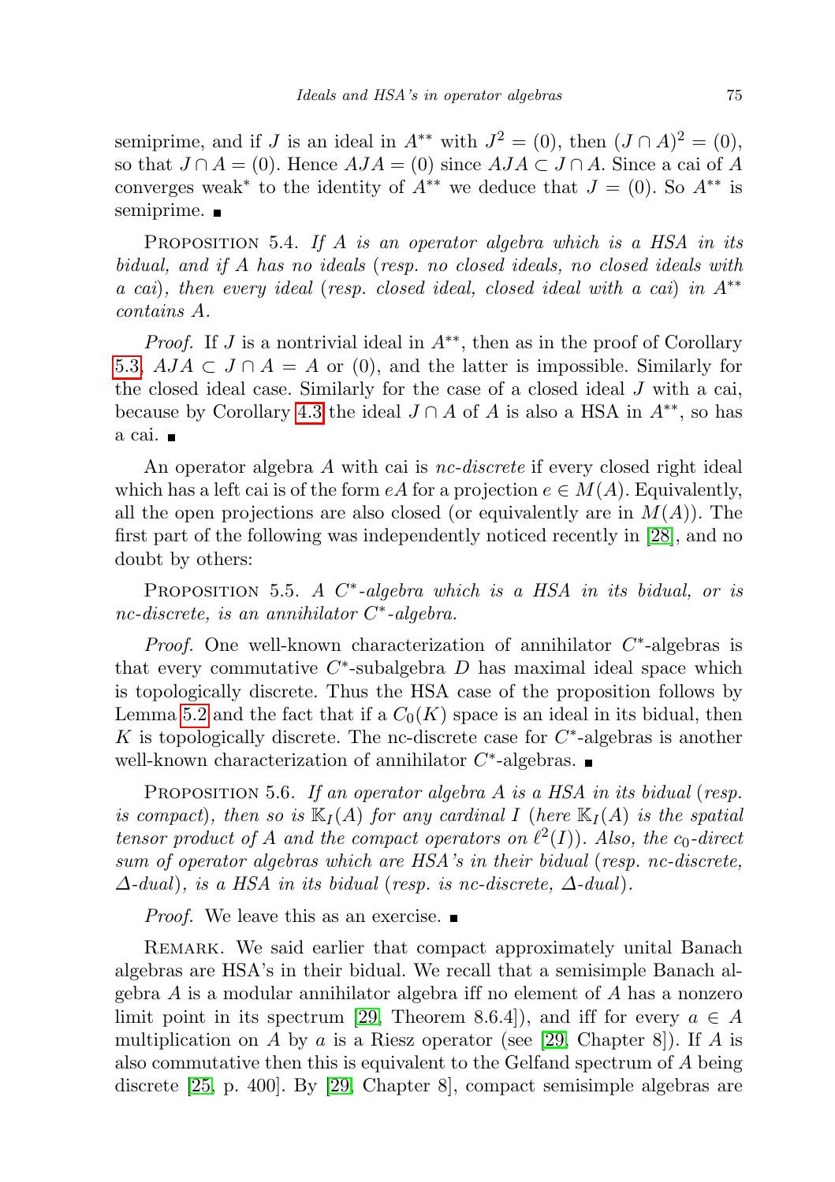semiprime, and if $J$ is an ideal in $A^{**}$ with $J^2 = (0)$, then $(J \cap A)^2 = (0)$, so that $J \cap A = (0)$. Hence $AJA = (0)$ since $AJA \subset J \cap A$. Since a cai of $A$ converges weak* to the identity of $A^{**}$ we deduce that $J = (0)$. So $A^{**}$ is semiprime. ∎

Proposition 5.4. *If $A$ is an operator algebra which is a HSA in its bidual, and if $A$ has no ideals (resp. no closed ideals, no closed ideals with a cai), then every ideal (resp. closed ideal, closed ideal with a cai) in $A^{**}$ contains $A$.*

*Proof.* If $J$ is a nontrivial ideal in $A^{**}$, then as in the proof of Corollary 5.3, $AJA \subset J \cap A = A$ or $(0)$, and the latter is impossible. Similarly for the closed ideal case. Similarly for the case of a closed ideal $J$ with a cai, because by Corollary 4.3 the ideal $J \cap A$ of $A$ is also a HSA in $A^{**}$, so has a cai. ∎

An operator algebra $A$ with cai is *nc-discrete* if every closed right ideal which has a left cai is of the form $eA$ for a projection $e \in M(A)$. Equivalently, all the open projections are also closed (or equivalently are in $M(A)$). The first part of the following was independently noticed recently in [28], and no doubt by others:

Proposition 5.5. *A $C^*$-algebra which is a HSA in its bidual, or is nc-discrete, is an annihilator $C^*$-algebra.*

*Proof.* One well-known characterization of annihilator $C^*$-algebras is that every commutative $C^*$-subalgebra $D$ has maximal ideal space which is topologically discrete. Thus the HSA case of the proposition follows by Lemma 5.2 and the fact that if a $C_0(K)$ space is an ideal in its bidual, then $K$ is topologically discrete. The nc-discrete case for $C^*$-algebras is another well-known characterization of annihilator $C^*$-algebras. ∎

Proposition 5.6. *If an operator algebra $A$ is a HSA in its bidual (resp. is compact), then so is $\mathbb{K}_I(A)$ for any cardinal $I$ (here $\mathbb{K}_I(A)$ is the spatial tensor product of $A$ and the compact operators on $\ell^2(I)$). Also, the $c_0$-direct sum of operator algebras which are HSA's in their bidual (resp. nc-discrete, $\Delta$-dual), is a HSA in its bidual (resp. is nc-discrete, $\Delta$-dual).*

*Proof.* We leave this as an exercise. ∎

Remark. We said earlier that compact approximately unital Banach algebras are HSA's in their bidual. We recall that a semisimple Banach algebra $A$ is a modular annihilator algebra iff no element of $A$ has a nonzero limit point in its spectrum [29, Theorem 8.6.4]), and iff for every $a \in A$ multiplication on $A$ by $a$ is a Riesz operator (see [29, Chapter 8]). If $A$ is also commutative then this is equivalent to the Gelfand spectrum of $A$ being discrete [25, p. 400]. By [29, Chapter 8], compact semisimple algebras are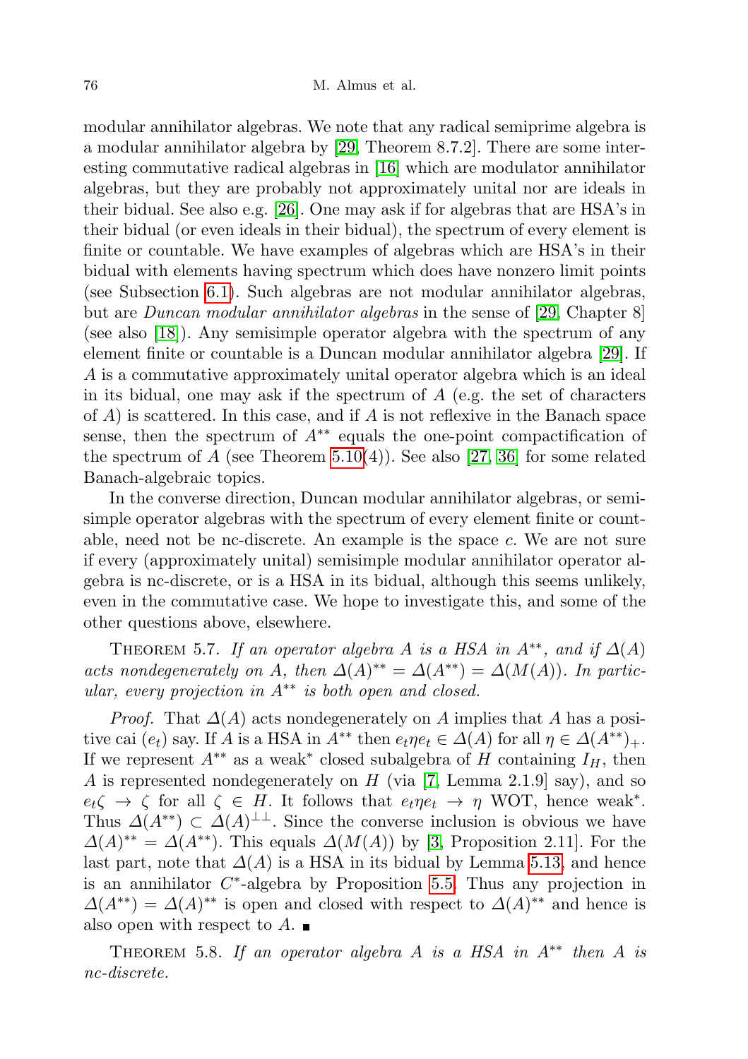modular annihilator algebras. We note that any radical semiprime algebra is a modular annihilator algebra by [29, Theorem 8.7.2]. There are some interesting commutative radical algebras in [16] which are modulator annihilator algebras, but they are probably not approximately unital nor are ideals in their bidual. See also e.g. [26]. One may ask if for algebras that are HSA's in their bidual (or even ideals in their bidual), the spectrum of every element is finite or countable. We have examples of algebras which are HSA's in their bidual with elements having spectrum which does have nonzero limit points (see Subsection 6.1). Such algebras are not modular annihilator algebras, but are *Duncan modular annihilator algebras* in the sense of [29, Chapter 8] (see also [18]). Any semisimple operator algebra with the spectrum of any element finite or countable is a Duncan modular annihilator algebra [29]. If $A$ is a commutative approximately unital operator algebra which is an ideal in its bidual, one may ask if the spectrum of $A$ (e.g. the set of characters of $A$) is scattered. In this case, and if $A$ is not reflexive in the Banach space sense, then the spectrum of $A^{**}$ equals the one-point compactification of the spectrum of $A$ (see Theorem 5.10(4)). See also [27, 36] for some related Banach-algebraic topics.

In the converse direction, Duncan modular annihilator algebras, or semisimple operator algebras with the spectrum of every element finite or countable, need not be nc-discrete. An example is the space $c$. We are not sure if every (approximately unital) semisimple modular annihilator operator algebra is nc-discrete, or is a HSA in its bidual, although this seems unlikely, even in the commutative case. We hope to investigate this, and some of the other questions above, elsewhere.

Theorem 5.7. *If an operator algebra $A$ is a HSA in $A^{**}$, and if $\Delta(A)$ acts nondegenerately on $A$, then $\Delta(A)^{**} = \Delta(A^{**}) = \Delta(M(A))$. In particular, every projection in $A^{**}$ is both open and closed.*

*Proof.* That $\Delta(A)$ acts nondegenerately on $A$ implies that $A$ has a positive cai $(e_t)$ say. If $A$ is a HSA in $A^{**}$ then $e_t \eta e_t \in \Delta(A)$ for all $\eta \in \Delta(A^{**})_+$. If we represent $A^{**}$ as a weak* closed subalgebra of $H$ containing $I_H$, then $A$ is represented nondegenerately on $H$ (via [7, Lemma 2.1.9] say), and so $e_t\zeta \to \zeta$ for all $\zeta \in H$. It follows that $e_t\eta e_t \to \eta$ WOT, hence weak*. Thus $\Delta(A^{**}) \subset \Delta(A)^{\perp\perp}$. Since the converse inclusion is obvious we have $\Delta(A)^{**} = \Delta(A^{**})$. This equals $\Delta(M(A))$ by [3, Proposition 2.11]. For the last part, note that $\Delta(A)$ is a HSA in its bidual by Lemma 5.13, and hence is an annihilator $C^*$-algebra by Proposition 5.5. Thus any projection in $\Delta(A^{**}) = \Delta(A)^{**}$ is open and closed with respect to $\Delta(A)^{**}$ and hence is also open with respect to $A$. ∎

Theorem 5.8. *If an operator algebra $A$ is a HSA in $A^{**}$ then $A$ is nc-discrete.*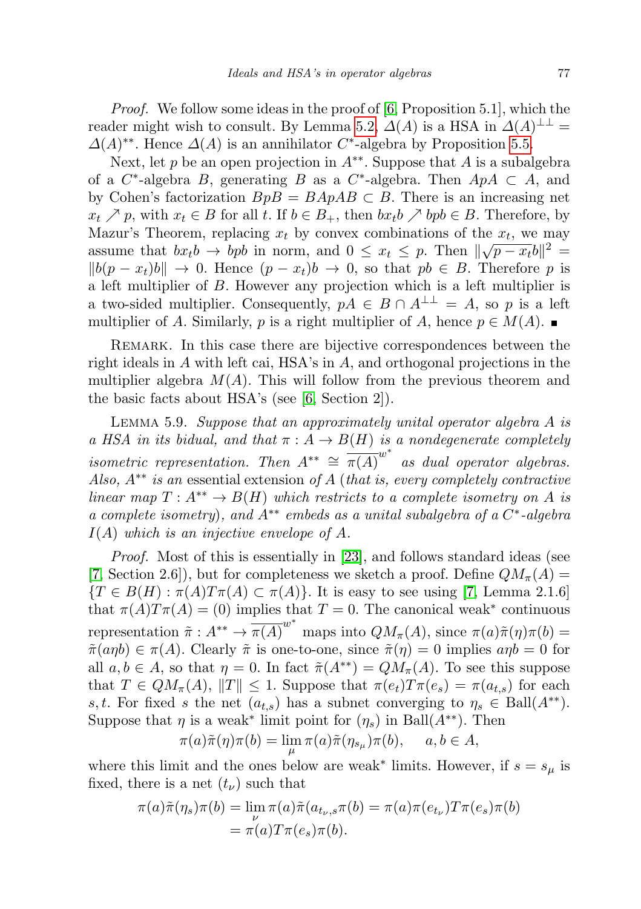*Proof.* We follow some ideas in the proof of [6, Proposition 5.1], which the reader might wish to consult. By Lemma 5.2, $\Delta(A)$ is a HSA in $\Delta(A)^{\perp\perp} = \Delta(A)^{**}$. Hence $\Delta(A)$ is an annihilator $C^*$-algebra by Proposition 5.5.

Next, let $p$ be an open projection in $A^{**}$. Suppose that $A$ is a subalgebra of a $C^*$-algebra $B$, generating $B$ as a $C^*$-algebra. Then $ApA \subset A$, and by Cohen's factorization $BpB = BApAB \subset B$. There is an increasing net $x_t \nearrow p$, with $x_t \in B$ for all $t$. If $b \in B_+$, then $bx_tb \nearrow bpb \in B$. Therefore, by Mazur's Theorem, replacing $x_t$ by convex combinations of the $x_t$, we may assume that $bx_tb \to bpb$ in norm, and $0 \leq x_t \leq p$. Then $\|\sqrt{p - x_t}b\|^2 = \|b(p - x_t)b\| \to 0$. Hence $(p - x_t)b \to 0$, so that $pb \in B$. Therefore $p$ is a left multiplier of $B$. However any projection which is a left multiplier is a two-sided multiplier. Consequently, $pA \in B \cap A^{\perp\perp} = A$, so $p$ is a left multiplier of $A$. Similarly, $p$ is a right multiplier of $A$, hence $p \in M(A)$. ∎

Remark. In this case there are bijective correspondences between the right ideals in $A$ with left cai, HSA's in $A$, and orthogonal projections in the multiplier algebra $M(A)$. This will follow from the previous theorem and the basic facts about HSA's (see [6, Section 2]).

Lemma 5.9. *Suppose that an approximately unital operator algebra $A$ is a HSA in its bidual, and that $\pi : A \to B(H)$ is a nondegenerate completely isometric representation. Then $A^{**} \cong \overline{\pi(A)}^{w^*}$ as dual operator algebras. Also, $A^{**}$ is an* essential extension *of $A$ (that is, every completely contractive linear map $T : A^{**} \to B(H)$ which restricts to a complete isometry on $A$ is a complete isometry), and $A^{**}$ embeds as a unital subalgebra of a $C^*$-algebra $I(A)$ which is an injective envelope of $A$.*

*Proof.* Most of this is essentially in [23], and follows standard ideas (see [7, Section 2.6]), but for completeness we sketch a proof. Define $QM_\pi(A) = \{T \in B(H) : \pi(A)T\pi(A) \subset \pi(A)\}$. It is easy to see using [7, Lemma 2.1.6] that $\pi(A)T\pi(A) = (0)$ implies that $T = 0$. The canonical weak* continuous representation $\tilde{\pi} : A^{**} \to \overline{\pi(A)}^{w^*}$ maps into $QM_\pi(A)$, since $\pi(a)\tilde{\pi}(\eta)\pi(b) = \tilde{\pi}(a\eta b) \in \pi(A)$. Clearly $\tilde{\pi}$ is one-to-one, since $\tilde{\pi}(\eta) = 0$ implies $a\eta b = 0$ for all $a, b \in A$, so that $\eta = 0$. In fact $\tilde{\pi}(A^{**}) = QM_\pi(A)$. To see this suppose that $T \in QM_\pi(A)$, $\|T\| \leq 1$. Suppose that $\pi(e_t)T\pi(e_s) = \pi(a_{t,s})$ for each $s, t$. For fixed $s$ the net $(a_{t,s})$ has a subnet converging to $\eta_s \in \mathrm{Ball}(A^{**})$. Suppose that $\eta$ is a weak* limit point for $(\eta_s)$ in $\mathrm{Ball}(A^{**})$. Then

$$\pi(a)\tilde{\pi}(\eta)\pi(b) = \lim_{\mu} \pi(a)\tilde{\pi}(\eta_{s_\mu})\pi(b), \quad a, b \in A,$$

where this limit and the ones below are weak* limits. However, if $s = s_\mu$ is fixed, there is a net $(t_\nu)$ such that

$$\begin{aligned}\pi(a)\tilde{\pi}(\eta_s)\pi(b) &= \lim_{\nu} \pi(a)\tilde{\pi}(a_{t_\nu,s}\pi(b) = \pi(a)\pi(e_{t_\nu})T\pi(e_s)\pi(b) \\ &= \pi(a)T\pi(e_s)\pi(b).\end{aligned}$$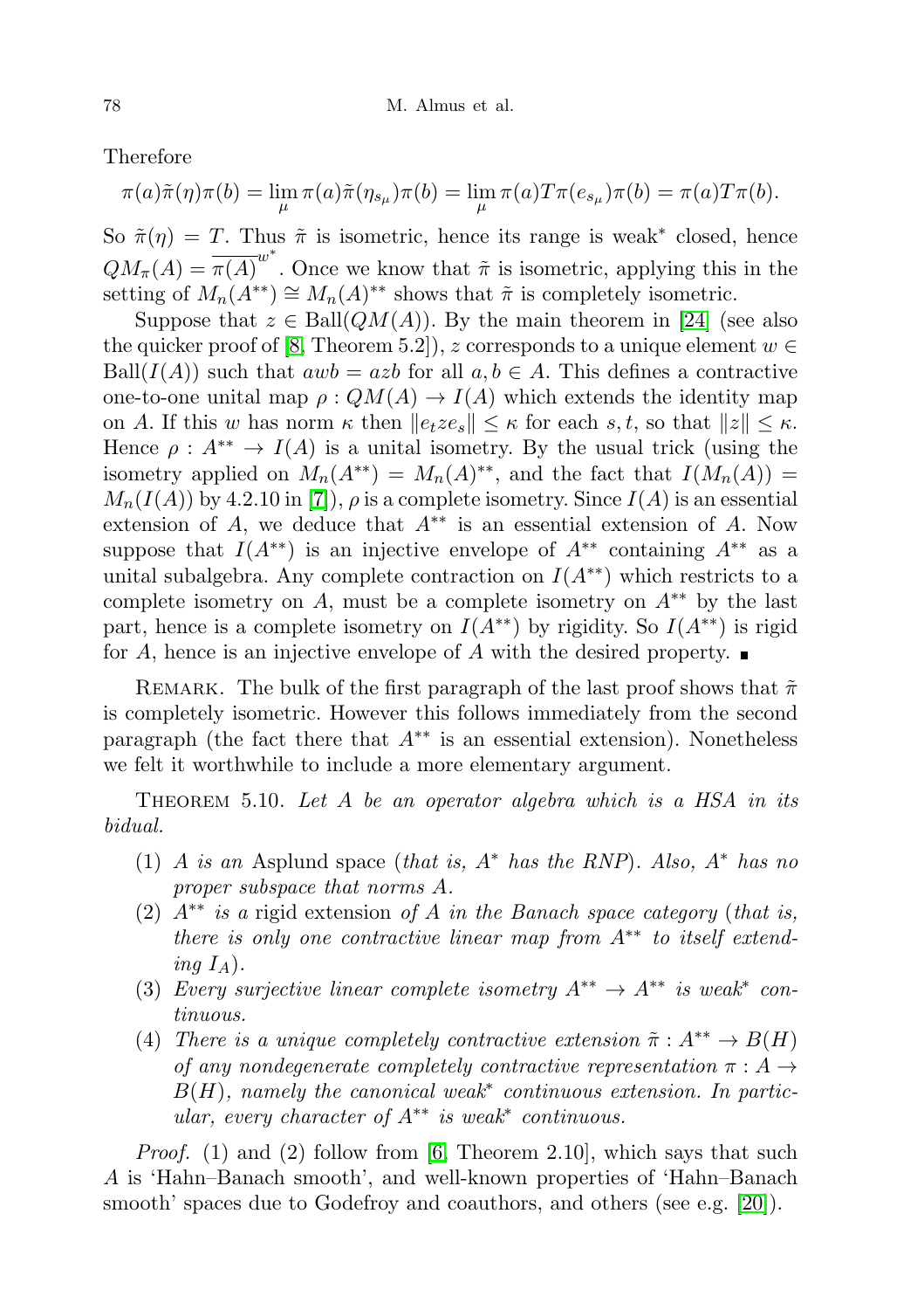Therefore

$$\pi(a)\tilde{\pi}(\eta)\pi(b) = \lim_{\mu} \pi(a)\tilde{\pi}(\eta_{s_\mu})\pi(b) = \lim_{\mu} \pi(a)T\pi(e_{s_\mu})\pi(b) = \pi(a)T\pi(b).$$

So $\tilde{\pi}(\eta) = T$. Thus $\tilde{\pi}$ is isometric, hence its range is weak* closed, hence $QM_\pi(A) = \overline{\pi(A)}^{w^*}$. Once we know that $\tilde{\pi}$ is isometric, applying this in the setting of $M_n(A^{**}) \cong M_n(A)^{**}$ shows that $\tilde{\pi}$ is completely isometric.

Suppose that $z \in \mathrm{Ball}(QM(A))$. By the main theorem in [24] (see also the quicker proof of [8, Theorem 5.2]), $z$ corresponds to a unique element $w \in \mathrm{Ball}(I(A))$ such that $awb = azb$ for all $a, b \in A$. This defines a contractive one-to-one unital map $\rho : QM(A) \to I(A)$ which extends the identity map on $A$. If this $w$ has norm $\kappa$ then $\|e_t z e_s\| \leq \kappa$ for each $s, t$, so that $\|z\| \leq \kappa$. Hence $\rho : A^{**} \to I(A)$ is a unital isometry. By the usual trick (using the isometry applied on $M_n(A^{**}) = M_n(A)^{**}$, and the fact that $I(M_n(A)) = M_n(I(A))$ by 4.2.10 in [7]), $\rho$ is a complete isometry. Since $I(A)$ is an essential extension of $A$, we deduce that $A^{**}$ is an essential extension of $A$. Now suppose that $I(A^{**})$ is an injective envelope of $A^{**}$ containing $A^{**}$ as a unital subalgebra. Any complete contraction on $I(A^{**})$ which restricts to a complete isometry on $A$, must be a complete isometry on $A^{**}$ by the last part, hence is a complete isometry on $I(A^{**})$ by rigidity. So $I(A^{**})$ is rigid for $A$, hence is an injective envelope of $A$ with the desired property. ∎

Remark. The bulk of the first paragraph of the last proof shows that $\tilde{\pi}$ is completely isometric. However this follows immediately from the second paragraph (the fact there that $A^{**}$ is an essential extension). Nonetheless we felt it worthwhile to include a more elementary argument.

Theorem 5.10. *Let $A$ be an operator algebra which is a HSA in its bidual.*

1. *$A$ is an* Asplund space *(that is, $A^*$ has the RNP). Also, $A^*$ has no proper subspace that norms $A$.*
2. *$A^{**}$ is a* rigid extension *of $A$ in the Banach space category (that is, there is only one contractive linear map from $A^{**}$ to itself extending $I_A$).*
3. *Every surjective linear complete isometry $A^{**} \to A^{**}$ is weak* continuous.*
4. *There is a unique completely contractive extension $\tilde{\pi} : A^{**} \to B(H)$ of any nondegenerate completely contractive representation $\pi : A \to B(H)$, namely the canonical weak* continuous extension. In particular, every character of $A^{**}$ is weak* continuous.*

*Proof.* (1) and (2) follow from [6, Theorem 2.10], which says that such $A$ is 'Hahn–Banach smooth', and well-known properties of 'Hahn–Banach smooth' spaces due to Godefroy and coauthors, and others (see e.g. [20]).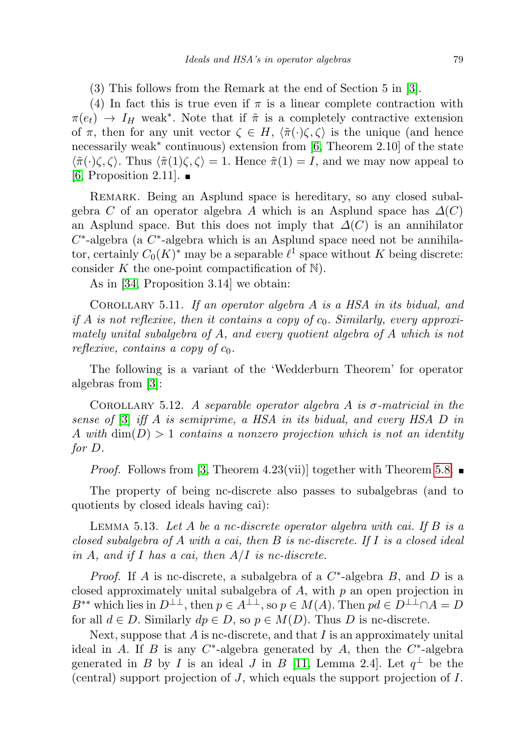(3) This follows from the Remark at the end of Section 5 in [3].

(4) In fact this is true even if $\pi$ is a linear complete contraction with $\pi(e_t) \to I_H$ weak*. Note that if $\tilde{\pi}$ is a completely contractive extension of $\pi$, then for any unit vector $\zeta \in H$, $\langle \tilde{\pi}(\cdot)\zeta, \zeta\rangle$ is the unique (and hence necessarily weak* continuous) extension from [6, Theorem 2.10] of the state $\langle \tilde{\pi}(\cdot)\zeta, \zeta\rangle$. Thus $\langle \tilde{\pi}(1)\zeta, \zeta\rangle = 1$. Hence $\tilde{\pi}(1) = I$, and we may now appeal to [6, Proposition 2.11]. ∎

Remark. Being an Asplund space is hereditary, so any closed subalgebra $C$ of an operator algebra $A$ which is an Asplund space has $\Delta(C)$ an Asplund space. But this does not imply that $\Delta(C)$ is an annihilator $C^*$-algebra (a $C^*$-algebra which is an Asplund space need not be annihilator, certainly $C_0(K)^*$ may be a separable $\ell^1$ space without $K$ being discrete: consider $K$ the one-point compactification of $\mathbb{N}$).

As in [34, Proposition 3.14] we obtain:

Corollary 5.11. *If an operator algebra $A$ is a HSA in its bidual, and if $A$ is not reflexive, then it contains a copy of $c_0$. Similarly, every approximately unital subalgebra of $A$, and every quotient algebra of $A$ which is not reflexive, contains a copy of $c_0$.*

The following is a variant of the 'Wedderburn Theorem' for operator algebras from [3]:

Corollary 5.12. *A separable operator algebra $A$ is $\sigma$-matricial in the sense of [3] iff $A$ is semiprime, a HSA in its bidual, and every HSA $D$ in $A$ with $\dim(D) > 1$ contains a nonzero projection which is not an identity for $D$.*

*Proof.* Follows from [3, Theorem 4.23(vii)] together with Theorem 5.8. ∎

The property of being nc-discrete also passes to subalgebras (and to quotients by closed ideals having cai):

Lemma 5.13. *Let $A$ be a nc-discrete operator algebra with cai. If $B$ is a closed subalgebra of $A$ with a cai, then $B$ is nc-discrete. If $I$ is a closed ideal in $A$, and if $I$ has a cai, then $A/I$ is nc-discrete.*

*Proof.* If $A$ is nc-discrete, a subalgebra of a $C^*$-algebra $B$, and $D$ is a closed approximately unital subalgebra of $A$, with $p$ an open projection in $B^{**}$ which lies in $D^{\perp\perp}$, then $p \in A^{\perp\perp}$, so $p \in M(A)$. Then $pd \in D^{\perp\perp} \cap A = D$ for all $d \in D$. Similarly $dp \in D$, so $p \in M(D)$. Thus $D$ is nc-discrete.

Next, suppose that $A$ is nc-discrete, and that $I$ is an approximately unital ideal in $A$. If $B$ is any $C^*$-algebra generated by $A$, then the $C^*$-algebra generated in $B$ by $I$ is an ideal $J$ in $B$ [11, Lemma 2.4]. Let $q^\perp$ be the (central) support projection of $J$, which equals the support projection of $I$.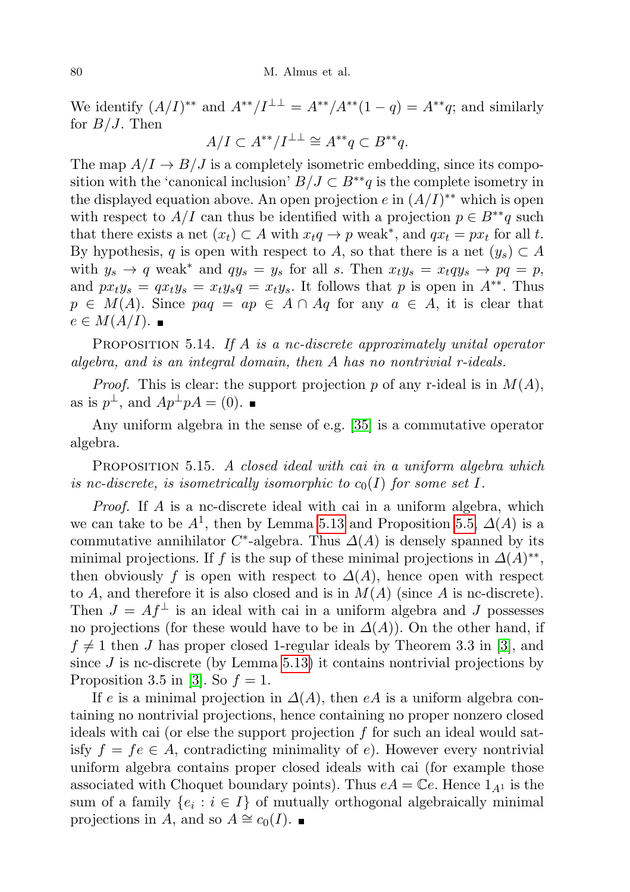We identify $(A/I)^{**}$ and $A^{**}/I^{\perp\perp} = A^{**}/A^{**}(1-q) = A^{**}q$; and similarly for $B/J$. Then

$$A/I \subset A^{**}/I^{\perp\perp} \cong A^{**}q \subset B^{**}q.$$

The map $A/I \to B/J$ is a completely isometric embedding, since its composition with the 'canonical inclusion' $B/J \subset B^{**}q$ is the complete isometry in the displayed equation above. An open projection $e$ in $(A/I)^{**}$ which is open with respect to $A/I$ can thus be identified with a projection $p \in B^{**}q$ such that there exists a net $(x_t) \subset A$ with $x_t q \to p$ weak*, and $qx_t = px_t$ for all $t$. By hypothesis, $q$ is open with respect to $A$, so that there is a net $(y_s) \subset A$ with $y_s \to q$ weak* and $qy_s = y_s$ for all $s$. Then $x_t y_s = x_t q y_s \to pq = p$, and $p x_t y_s = q x_t y_s = x_t y_s q = x_t y_s$. It follows that $p$ is open in $A^{**}$. Thus $p \in M(A)$. Since $paq = ap \in A \cap Aq$ for any $a \in A$, it is clear that $e \in M(A/I)$. ∎

PROPOSITION 5.14. *If $A$ is a nc-discrete approximately unital operator algebra, and is an integral domain, then $A$ has no nontrivial r-ideals.*

*Proof.* This is clear: the support projection $p$ of any r-ideal is in $M(A)$, as is $p^{\perp}$, and $Ap^{\perp}pA = (0)$. ∎

Any uniform algebra in the sense of e.g. [35] is a commutative operator algebra.

PROPOSITION 5.15. *A closed ideal with cai in a uniform algebra which is nc-discrete, is isometrically isomorphic to $c_0(I)$ for some set $I$.*

*Proof.* If $A$ is a nc-discrete ideal with cai in a uniform algebra, which we can take to be $A^1$, then by Lemma 5.13 and Proposition 5.5, $\Delta(A)$ is a commutative annihilator $C^*$-algebra. Thus $\Delta(A)$ is densely spanned by its minimal projections. If $f$ is the sup of these minimal projections in $\Delta(A)^{**}$, then obviously $f$ is open with respect to $\Delta(A)$, hence open with respect to $A$, and therefore it is also closed and is in $M(A)$ (since $A$ is nc-discrete). Then $J = Af^{\perp}$ is an ideal with cai in a uniform algebra and $J$ possesses no projections (for these would have to be in $\Delta(A)$). On the other hand, if $f \neq 1$ then $J$ has proper closed 1-regular ideals by Theorem 3.3 in [3], and since $J$ is nc-discrete (by Lemma 5.13) it contains nontrivial projections by Proposition 3.5 in [3]. So $f = 1$.

If $e$ is a minimal projection in $\Delta(A)$, then $eA$ is a uniform algebra containing no nontrivial projections, hence containing no proper nonzero closed ideals with cai (or else the support projection $f$ for such an ideal would satisfy $f = fe \in A$, contradicting minimality of $e$). However every nontrivial uniform algebra contains proper closed ideals with cai (for example those associated with Choquet boundary points). Thus $eA = \mathbb{C}e$. Hence $1_{A^1}$ is the sum of a family $\{e_i : i \in I\}$ of mutually orthogonal algebraically minimal projections in $A$, and so $A \cong c_0(I)$. ∎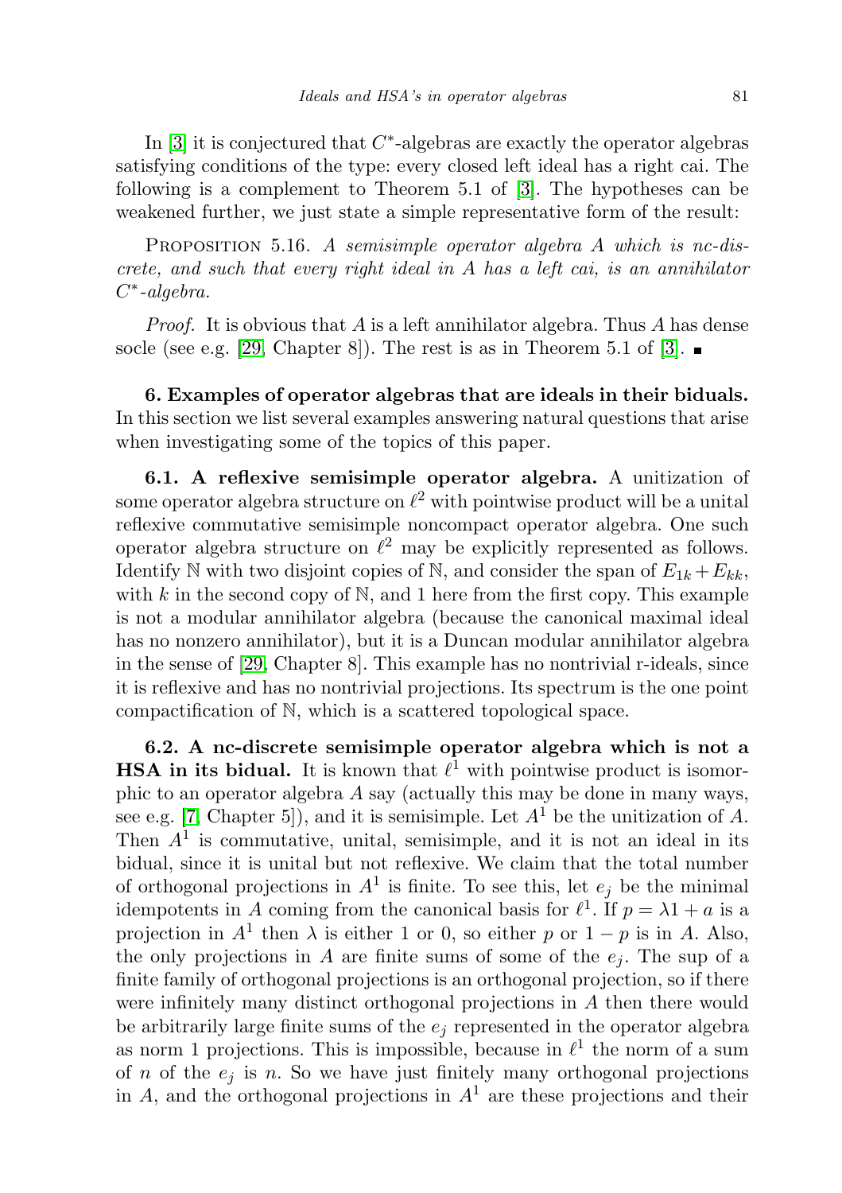In [3] it is conjectured that $C^*$-algebras are exactly the operator algebras satisfying conditions of the type: every closed left ideal has a right cai. The following is a complement to Theorem 5.1 of [3]. The hypotheses can be weakened further, we just state a simple representative form of the result:

PROPOSITION 5.16. *A semisimple operator algebra $A$ which is nc-discrete, and such that every right ideal in $A$ has a left cai, is an annihilator $C^*$-algebra.*

*Proof.* It is obvious that $A$ is a left annihilator algebra. Thus $A$ has dense socle (see e.g. [29, Chapter 8]). The rest is as in Theorem 5.1 of [3]. ∎

**6. Examples of operator algebras that are ideals in their biduals.** In this section we list several examples answering natural questions that arise when investigating some of the topics of this paper.

**6.1. A reflexive semisimple operator algebra.** A unitization of some operator algebra structure on $\ell^2$ with pointwise product will be a unital reflexive commutative semisimple noncompact operator algebra. One such operator algebra structure on $\ell^2$ may be explicitly represented as follows. Identify $\mathbb{N}$ with two disjoint copies of $\mathbb{N}$, and consider the span of $E_{1k} + E_{kk}$, with $k$ in the second copy of $\mathbb{N}$, and 1 here from the first copy. This example is not a modular annihilator algebra (because the canonical maximal ideal has no nonzero annihilator), but it is a Duncan modular annihilator algebra in the sense of [29, Chapter 8]. This example has no nontrivial r-ideals, since it is reflexive and has no nontrivial projections. Its spectrum is the one point compactification of $\mathbb{N}$, which is a scattered topological space.

**6.2. A nc-discrete semisimple operator algebra which is not a HSA in its bidual.** It is known that $\ell^1$ with pointwise product is isomorphic to an operator algebra $A$ say (actually this may be done in many ways, see e.g. [7, Chapter 5]), and it is semisimple. Let $A^1$ be the unitization of $A$. Then $A^1$ is commutative, unital, semisimple, and it is not an ideal in its bidual, since it is unital but not reflexive. We claim that the total number of orthogonal projections in $A^1$ is finite. To see this, let $e_j$ be the minimal idempotents in $A$ coming from the canonical basis for $\ell^1$. If $p = \lambda 1 + a$ is a projection in $A^1$ then $\lambda$ is either 1 or 0, so either $p$ or $1 - p$ is in $A$. Also, the only projections in $A$ are finite sums of some of the $e_j$. The sup of a finite family of orthogonal projections is an orthogonal projection, so if there were infinitely many distinct orthogonal projections in $A$ then there would be arbitrarily large finite sums of the $e_j$ represented in the operator algebra as norm 1 projections. This is impossible, because in $\ell^1$ the norm of a sum of $n$ of the $e_j$ is $n$. So we have just finitely many orthogonal projections in $A$, and the orthogonal projections in $A^1$ are these projections and their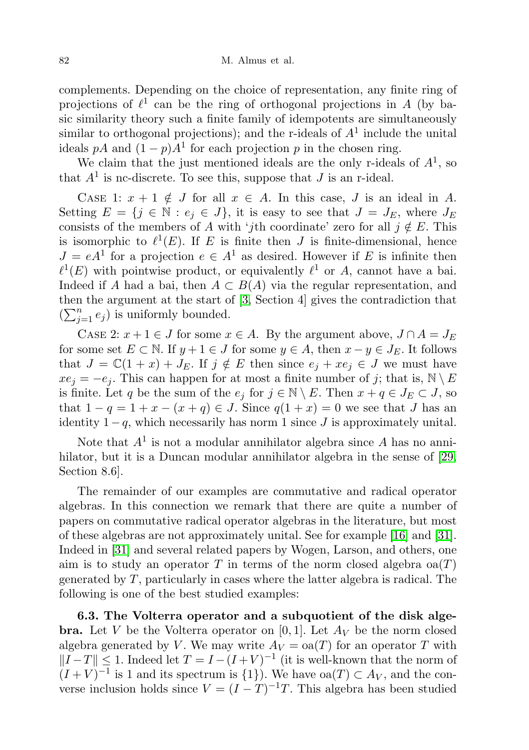complements. Depending on the choice of representation, any finite ring of projections of $\ell^1$ can be the ring of orthogonal projections in $A$ (by basic similarity theory such a finite family of idempotents are simultaneously similar to orthogonal projections); and the r-ideals of $A^1$ include the unital ideals $pA$ and $(1-p)A^1$ for each projection $p$ in the chosen ring.

We claim that the just mentioned ideals are the only r-ideals of $A^1$, so that $A^1$ is nc-discrete. To see this, suppose that $J$ is an r-ideal.

Case 1: $x+1 \notin J$ for all $x \in A$. In this case, $J$ is an ideal in $A$. Setting $E = \{j \in \mathbb{N} : e_j \in J\}$, it is easy to see that $J = J_E$, where $J_E$ consists of the members of $A$ with '$j$th coordinate' zero for all $j \notin E$. This is isomorphic to $\ell^1(E)$. If $E$ is finite then $J$ is finite-dimensional, hence $J = eA^1$ for a projection $e \in A^1$ as desired. However if $E$ is infinite then $\ell^1(E)$ with pointwise product, or equivalently $\ell^1$ or $A$, cannot have a bai. Indeed if $A$ had a bai, then $A \subset B(A)$ via the regular representation, and then the argument at the start of [3, Section 4] gives the contradiction that $(\sum_{j=1}^n e_j)$ is uniformly bounded.

Case 2: $x+1 \in J$ for some $x \in A$. By the argument above, $J \cap A = J_E$ for some set $E \subset \mathbb{N}$. If $y+1 \in J$ for some $y \in A$, then $x - y \in J_E$. It follows that $J = \mathbb{C}(1+x) + J_E$. If $j \notin E$ then since $e_j + xe_j \in J$ we must have $xe_j = -e_j$. This can happen for at most a finite number of $j$; that is, $\mathbb{N} \setminus E$ is finite. Let $q$ be the sum of the $e_j$ for $j \in \mathbb{N} \setminus E$. Then $x + q \in J_E \subset J$, so that $1 - q = 1 + x - (x+q) \in J$. Since $q(1+x) = 0$ we see that $J$ has an identity $1-q$, which necessarily has norm 1 since $J$ is approximately unital.

Note that $A^1$ is not a modular annihilator algebra since $A$ has no annihilator, but it is a Duncan modular annihilator algebra in the sense of [29, Section 8.6].

The remainder of our examples are commutative and radical operator algebras. In this connection we remark that there are quite a number of papers on commutative radical operator algebras in the literature, but most of these algebras are not approximately unital. See for example [16] and [31]. Indeed in [31] and several related papers by Wogen, Larson, and others, one aim is to study an operator $T$ in terms of the norm closed algebra $\mathrm{oa}(T)$ generated by $T$, particularly in cases where the latter algebra is radical. The following is one of the best studied examples:

**6.3. The Volterra operator and a subquotient of the disk algebra.** Let $V$ be the Volterra operator on $[0,1]$. Let $A_V$ be the norm closed algebra generated by $V$. We may write $A_V = \mathrm{oa}(T)$ for an operator $T$ with $\|I - T\| \leq 1$. Indeed let $T = I - (I+V)^{-1}$ (it is well-known that the norm of $(I+V)^{-1}$ is 1 and its spectrum is $\{1\}$). We have $\mathrm{oa}(T) \subset A_V$, and the converse inclusion holds since $V = (I-T)^{-1}T$. This algebra has been studied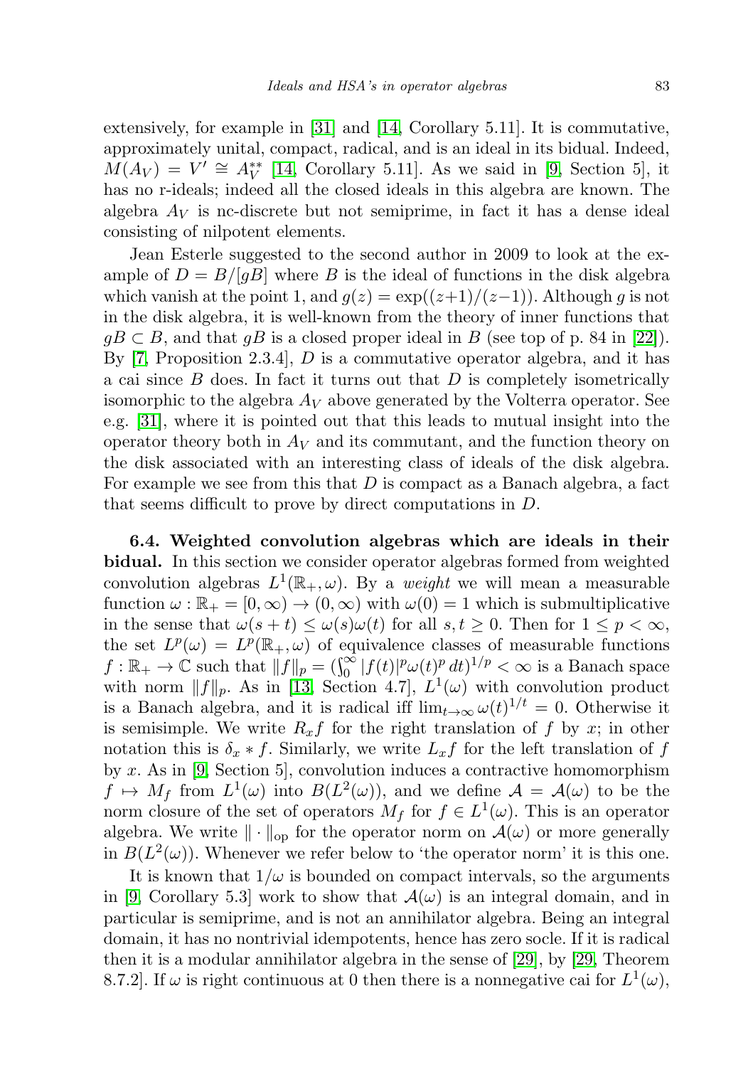extensively, for example in [31] and [14, Corollary 5.11]. It is commutative, approximately unital, compact, radical, and is an ideal in its bidual. Indeed, $M(A_V) = V' \cong A_V^{**}$ [14, Corollary 5.11]. As we said in [9, Section 5], it has no r-ideals; indeed all the closed ideals in this algebra are known. The algebra $A_V$ is nc-discrete but not semiprime, in fact it has a dense ideal consisting of nilpotent elements.

Jean Esterle suggested to the second author in 2009 to look at the example of $D = B/[gB]$ where $B$ is the ideal of functions in the disk algebra which vanish at the point 1, and $g(z) = \exp((z+1)/(z-1))$. Although $g$ is not in the disk algebra, it is well-known from the theory of inner functions that $gB \subset B$, and that $gB$ is a closed proper ideal in $B$ (see top of p. 84 in [22]). By [7, Proposition 2.3.4], $D$ is a commutative operator algebra, and it has a cai since $B$ does. In fact it turns out that $D$ is completely isometrically isomorphic to the algebra $A_V$ above generated by the Volterra operator. See e.g. [31], where it is pointed out that this leads to mutual insight into the operator theory both in $A_V$ and its commutant, and the function theory on the disk associated with an interesting class of ideals of the disk algebra. For example we see from this that $D$ is compact as a Banach algebra, a fact that seems difficult to prove by direct computations in $D$.

**6.4. Weighted convolution algebras which are ideals in their bidual.** In this section we consider operator algebras formed from weighted convolution algebras $L^1(\mathbb{R}_+, \omega)$. By a *weight* we will mean a measurable function $\omega : \mathbb{R}_+ = [0, \infty) \to (0, \infty)$ with $\omega(0) = 1$ which is submultiplicative in the sense that $\omega(s+t) \leq \omega(s)\omega(t)$ for all $s, t \geq 0$. Then for $1 \leq p < \infty$, the set $L^p(\omega) = L^p(\mathbb{R}_+, \omega)$ of equivalence classes of measurable functions $f : \mathbb{R}_+ \to \mathbb{C}$ such that $\|f\|_p = (\int_0^\infty |f(t)|^p \omega(t)^p \, dt)^{1/p} < \infty$ is a Banach space with norm $\|f\|_p$. As in [13, Section 4.7], $L^1(\omega)$ with convolution product is a Banach algebra, and it is radical iff $\lim_{t\to\infty} \omega(t)^{1/t} = 0$. Otherwise it is semisimple. We write $R_x f$ for the right translation of $f$ by $x$; in other notation this is $\delta_x * f$. Similarly, we write $L_x f$ for the left translation of $f$ by $x$. As in [9, Section 5], convolution induces a contractive homomorphism $f \mapsto M_f$ from $L^1(\omega)$ into $B(L^2(\omega))$, and we define $\mathcal{A} = \mathcal{A}(\omega)$ to be the norm closure of the set of operators $M_f$ for $f \in L^1(\omega)$. This is an operator algebra. We write $\|\cdot\|_{\rm op}$ for the operator norm on $\mathcal{A}(\omega)$ or more generally in $B(L^2(\omega))$. Whenever we refer below to 'the operator norm' it is this one.

It is known that $1/\omega$ is bounded on compact intervals, so the arguments in [9, Corollary 5.3] work to show that $\mathcal{A}(\omega)$ is an integral domain, and in particular is semiprime, and is not an annihilator algebra. Being an integral domain, it has no nontrivial idempotents, hence has zero socle. If it is radical then it is a modular annihilator algebra in the sense of [29], by [29, Theorem 8.7.2]. If $\omega$ is right continuous at 0 then there is a nonnegative cai for $L^1(\omega)$,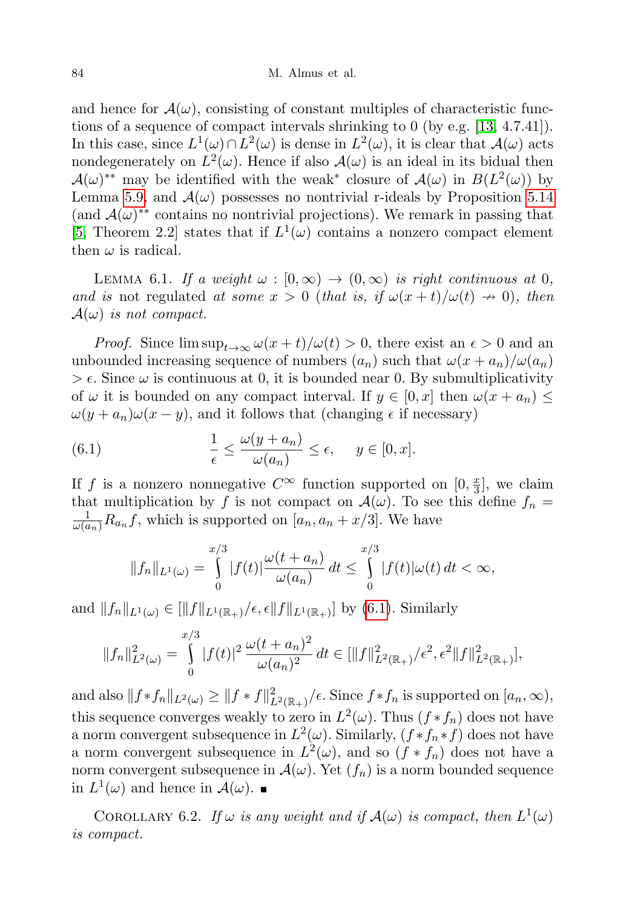and hence for $\mathcal{A}(\omega)$, consisting of constant multiples of characteristic functions of a sequence of compact intervals shrinking to 0 (by e.g. [13, 4.7.41]). In this case, since $L^1(\omega) \cap L^2(\omega)$ is dense in $L^2(\omega)$, it is clear that $\mathcal{A}(\omega)$ acts nondegenerately on $L^2(\omega)$. Hence if also $\mathcal{A}(\omega)$ is an ideal in its bidual then $\mathcal{A}(\omega)^{**}$ may be identified with the weak* closure of $\mathcal{A}(\omega)$ in $B(L^2(\omega))$ by Lemma 5.9, and $\mathcal{A}(\omega)$ possesses no nontrivial r-ideals by Proposition 5.14 (and $\mathcal{A}(\omega)^{**}$ contains no nontrivial projections). We remark in passing that [5, Theorem 2.2] states that if $L^1(\omega)$ contains a nonzero compact element then $\omega$ is radical.

Lemma 6.1. *If a weight $\omega : [0, \infty) \to (0, \infty)$ is right continuous at 0, and is* not *regulated at some $x > 0$ (that is, if $\omega(x+t)/\omega(t) \nrightarrow 0$), then $\mathcal{A}(\omega)$ is not compact.*

*Proof.* Since $\limsup_{t\to\infty} \omega(x+t)/\omega(t) > 0$, there exist an $\epsilon > 0$ and an unbounded increasing sequence of numbers $(a_n)$ such that $\omega(x + a_n)/\omega(a_n) > \epsilon$. Since $\omega$ is continuous at 0, it is bounded near 0. By submultiplicativity of $\omega$ it is bounded on any compact interval. If $y \in [0, x]$ then $\omega(x + a_n) \le \omega(y + a_n)\omega(x - y)$, and it follows that (changing $\epsilon$ if necessary)

$$\frac{1}{\epsilon} \le \frac{\omega(y + a_n)}{\omega(a_n)} \le \epsilon, \quad y \in [0, x]. \tag{6.1}$$

If $f$ is a nonzero nonnegative $C^\infty$ function supported on $[0, \frac{x}{3}]$, we claim that multiplication by $f$ is not compact on $\mathcal{A}(\omega)$. To see this define $f_n = \frac{1}{\omega(a_n)} R_{a_n} f$, which is supported on $[a_n, a_n + x/3]$. We have

$$\|f_n\|_{L^1(\omega)} = \int_0^{x/3} |f(t)| \frac{\omega(t + a_n)}{\omega(a_n)}\, dt \le \int_0^{x/3} |f(t)|\omega(t)\, dt < \infty,$$

and $\|f_n\|_{L^1(\omega)} \in [\|f\|_{L^1(\mathbb{R}_+)}/\epsilon, \epsilon\|f\|_{L^1(\mathbb{R}_+)}]$ by (6.1). Similarly

$$\|f_n\|^2_{L^2(\omega)} = \int_0^{x/3} |f(t)|^2 \frac{\omega(t + a_n)^2}{\omega(a_n)^2}\, dt \in [\|f\|^2_{L^2(\mathbb{R}_+)}/\epsilon^2, \epsilon^2\|f\|^2_{L^2(\mathbb{R}_+)}],$$

and also $\|f * f_n\|_{L^2(\omega)} \ge \|f * f\|^2_{L^2(\mathbb{R}_+)}/\epsilon$. Since $f * f_n$ is supported on $[a_n, \infty)$, this sequence converges weakly to zero in $L^2(\omega)$. Thus $(f * f_n)$ does not have a norm convergent subsequence in $L^2(\omega)$. Similarly, $(f * f_n * f)$ does not have a norm convergent subsequence in $L^2(\omega)$, and so $(f * f_n)$ does not have a norm convergent subsequence in $\mathcal{A}(\omega)$. Yet $(f_n)$ is a norm bounded sequence in $L^1(\omega)$ and hence in $\mathcal{A}(\omega)$. ∎

Corollary 6.2. *If $\omega$ is any weight and if $\mathcal{A}(\omega)$ is compact, then $L^1(\omega)$ is compact.*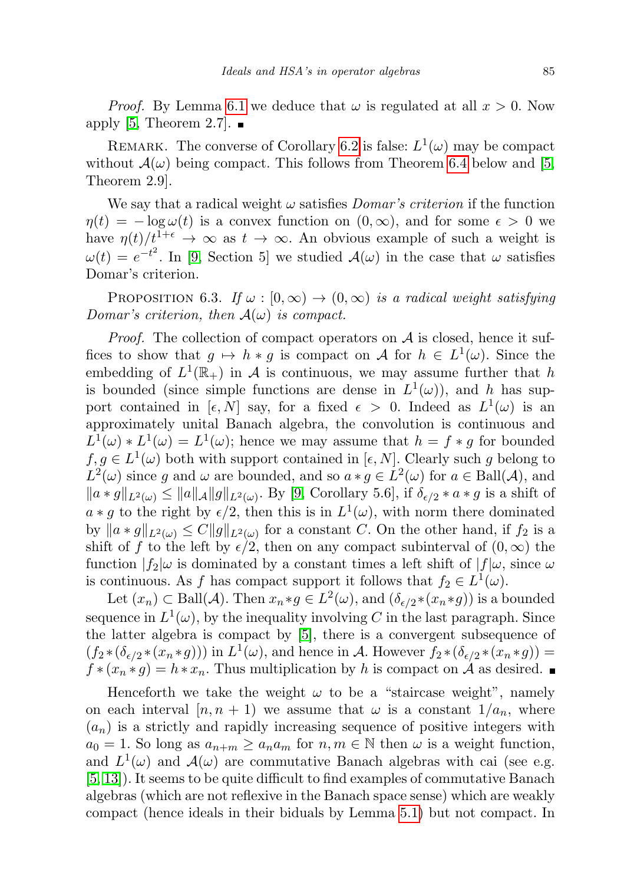*Proof.* By Lemma 6.1 we deduce that $\omega$ is regulated at all $x > 0$. Now apply [5, Theorem 2.7]. ∎

Remark. The converse of Corollary 6.2 is false: $L^1(\omega)$ may be compact without $\mathcal{A}(\omega)$ being compact. This follows from Theorem 6.4 below and [5, Theorem 2.9].

We say that a radical weight $\omega$ satisfies *Domar's criterion* if the function $\eta(t) = -\log \omega(t)$ is a convex function on $(0, \infty)$, and for some $\epsilon > 0$ we have $\eta(t)/t^{1+\epsilon} \to \infty$ as $t \to \infty$. An obvious example of such a weight is $\omega(t) = e^{-t^2}$. In [9, Section 5] we studied $\mathcal{A}(\omega)$ in the case that $\omega$ satisfies Domar's criterion.

Proposition 6.3. *If $\omega : [0, \infty) \to (0, \infty)$ is a radical weight satisfying Domar's criterion, then $\mathcal{A}(\omega)$ is compact.*

*Proof.* The collection of compact operators on $\mathcal{A}$ is closed, hence it suffices to show that $g \mapsto h * g$ is compact on $\mathcal{A}$ for $h \in L^1(\omega)$. Since the embedding of $L^1(\mathbb{R}_+)$ in $\mathcal{A}$ is continuous, we may assume further that $h$ is bounded (since simple functions are dense in $L^1(\omega)$), and $h$ has support contained in $[\epsilon, N]$ say, for a fixed $\epsilon > 0$. Indeed as $L^1(\omega)$ is an approximately unital Banach algebra, the convolution is continuous and $L^1(\omega) * L^1(\omega) = L^1(\omega)$; hence we may assume that $h = f * g$ for bounded $f, g \in L^1(\omega)$ both with support contained in $[\epsilon, N]$. Clearly such $g$ belong to $L^2(\omega)$ since $g$ and $\omega$ are bounded, and so $a * g \in L^2(\omega)$ for $a \in \mathrm{Ball}(\mathcal{A})$, and $\|a * g\|_{L^2(\omega)} \le \|a\|_{\mathcal{A}} \|g\|_{L^2(\omega)}$. By [9, Corollary 5.6], if $\delta_{\epsilon/2} * a * g$ is a shift of $a * g$ to the right by $\epsilon/2$, then this is in $L^1(\omega)$, with norm there dominated by $\|a * g\|_{L^2(\omega)} \le C \|g\|_{L^2(\omega)}$ for a constant $C$. On the other hand, if $f_2$ is a shift of $f$ to the left by $\epsilon/2$, then on any compact subinterval of $(0, \infty)$ the function $|f_2|\omega$ is dominated by a constant times a left shift of $|f|\omega$, since $\omega$ is continuous. As $f$ has compact support it follows that $f_2 \in L^1(\omega)$.

Let $(x_n) \subset \mathrm{Ball}(\mathcal{A})$. Then $x_n * g \in L^2(\omega)$, and $(\delta_{\epsilon/2} * (x_n * g))$ is a bounded sequence in $L^1(\omega)$, by the inequality involving $C$ in the last paragraph. Since the latter algebra is compact by [5], there is a convergent subsequence of $(f_2 * (\delta_{\epsilon/2} * (x_n * g)))$ in $L^1(\omega)$, and hence in $\mathcal{A}$. However $f_2 * (\delta_{\epsilon/2} * (x_n * g)) = f * (x_n * g) = h * x_n$. Thus multiplication by $h$ is compact on $\mathcal{A}$ as desired. ∎

Henceforth we take the weight $\omega$ to be a "staircase weight", namely on each interval $[n, n+1)$ we assume that $\omega$ is a constant $1/a_n$, where $(a_n)$ is a strictly and rapidly increasing sequence of positive integers with $a_0 = 1$. So long as $a_{n+m} \ge a_n a_m$ for $n, m \in \mathbb{N}$ then $\omega$ is a weight function, and $L^1(\omega)$ and $\mathcal{A}(\omega)$ are commutative Banach algebras with cai (see e.g. [5, 13]). It seems to be quite difficult to find examples of commutative Banach algebras (which are not reflexive in the Banach space sense) which are weakly compact (hence ideals in their biduals by Lemma 5.1) but not compact. In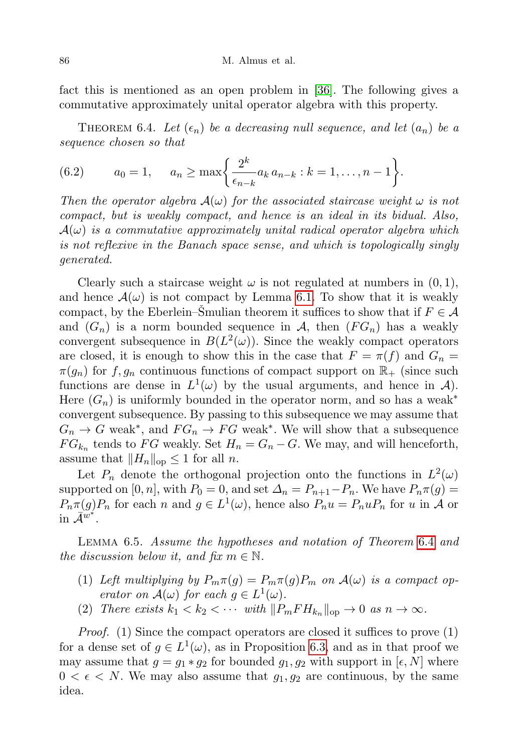fact this is mentioned as an open problem in [36]. The following gives a commutative approximately unital operator algebra with this property.

Theorem 6.4. *Let $(\epsilon_n)$ be a decreasing null sequence, and let $(a_n)$ be a sequence chosen so that*

$$a_0 = 1, \quad a_n \geq \max\left\{ \frac{2^k}{\epsilon_{n-k}} a_k \, a_{n-k} : k = 1, \ldots, n-1 \right\}. \tag{6.2}$$

*Then the operator algebra $\mathcal{A}(\omega)$ for the associated staircase weight $\omega$ is not compact, but is weakly compact, and hence is an ideal in its bidual. Also, $\mathcal{A}(\omega)$ is a commutative approximately unital radical operator algebra which is not reflexive in the Banach space sense, and which is topologically singly generated.*

Clearly such a staircase weight $\omega$ is not regulated at numbers in $(0,1)$, and hence $\mathcal{A}(\omega)$ is not compact by Lemma 6.1. To show that it is weakly compact, by the Eberlein–Šmulian theorem it suffices to show that if $F \in \mathcal{A}$ and $(G_n)$ is a norm bounded sequence in $\mathcal{A}$, then $(FG_n)$ has a weakly convergent subsequence in $B(L^2(\omega))$. Since the weakly compact operators are closed, it is enough to show this in the case that $F = \pi(f)$ and $G_n = \pi(g_n)$ for $f, g_n$ continuous functions of compact support on $\mathbb{R}_+$ (since such functions are dense in $L^1(\omega)$ by the usual arguments, and hence in $\mathcal{A}$). Here $(G_n)$ is uniformly bounded in the operator norm, and so has a weak$^*$ convergent subsequence. By passing to this subsequence we may assume that $G_n \to G$ weak$^*$, and $FG_n \to FG$ weak$^*$. We will show that a subsequence $FG_{k_n}$ tends to $FG$ weakly. Set $H_n = G_n - G$. We may, and will henceforth, assume that $\|H_n\|_{\rm op} \leq 1$ for all $n$.

Let $P_n$ denote the orthogonal projection onto the functions in $L^2(\omega)$ supported on $[0,n]$, with $P_0 = 0$, and set $\Delta_n = P_{n+1} - P_n$. We have $P_n\pi(g) = P_n\pi(g)P_n$ for each $n$ and $g \in L^1(\omega)$, hence also $P_n u = P_n u P_n$ for $u$ in $\mathcal{A}$ or in $\bar{\mathcal{A}}^{w^*}$.

Lemma 6.5. *Assume the hypotheses and notation of Theorem 6.4 and the discussion below it, and fix $m \in \mathbb{N}$.*

1. *Left multiplying by $P_m\pi(g) = P_m\pi(g)P_m$ on $\mathcal{A}(\omega)$ is a compact operator on $\mathcal{A}(\omega)$ for each $g \in L^1(\omega)$.*
2. *There exists $k_1 < k_2 < \cdots$ with $\|P_m F H_{k_n}\|_{\rm op} \to 0$ as $n \to \infty$.*

*Proof.* (1) Since the compact operators are closed it suffices to prove (1) for a dense set of $g \in L^1(\omega)$, as in Proposition 6.3, and as in that proof we may assume that $g = g_1 * g_2$ for bounded $g_1, g_2$ with support in $[\epsilon, N]$ where $0 < \epsilon < N$. We may also assume that $g_1, g_2$ are continuous, by the same idea.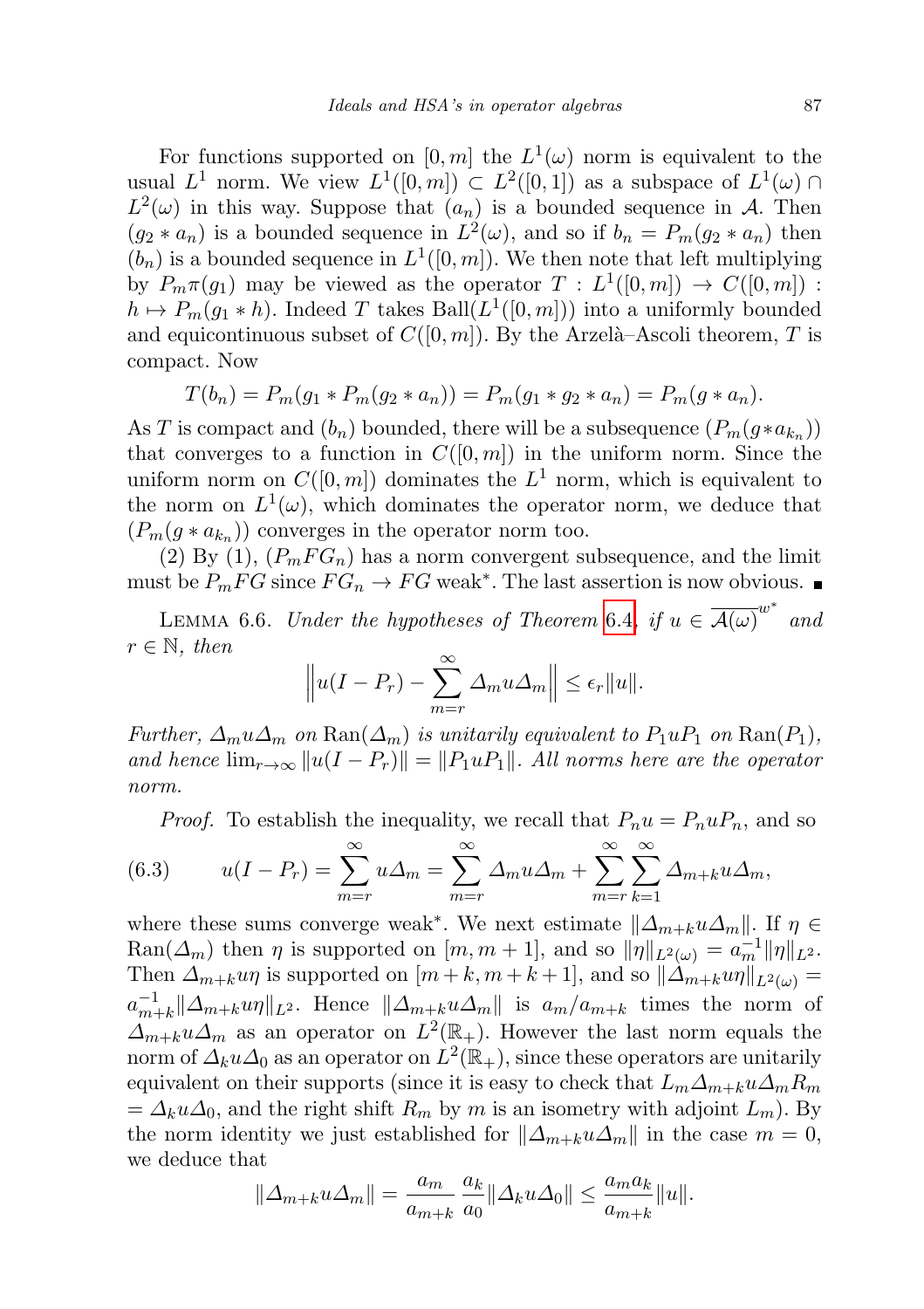For functions supported on $[0, m]$ the $L^1(\omega)$ norm is equivalent to the usual $L^1$ norm. We view $L^1([0, m]) \subset L^2([0, 1])$ as a subspace of $L^1(\omega) \cap L^2(\omega)$ in this way. Suppose that $(a_n)$ is a bounded sequence in $\mathcal{A}$. Then $(g_2 * a_n)$ is a bounded sequence in $L^2(\omega)$, and so if $b_n = P_m(g_2 * a_n)$ then $(b_n)$ is a bounded sequence in $L^1([0, m])$. We then note that left multiplying by $P_m \pi(g_1)$ may be viewed as the operator $T : L^1([0, m]) \to C([0, m]) : h \mapsto P_m(g_1 * h)$. Indeed $T$ takes $\mathrm{Ball}(L^1([0, m]))$ into a uniformly bounded and equicontinuous subset of $C([0, m])$. By the Arzelà–Ascoli theorem, $T$ is compact. Now

$$T(b_n) = P_m(g_1 * P_m(g_2 * a_n)) = P_m(g_1 * g_2 * a_n) = P_m(g * a_n).$$

As $T$ is compact and $(b_n)$ bounded, there will be a subsequence $(P_m(g * a_{k_n}))$ that converges to a function in $C([0, m])$ in the uniform norm. Since the uniform norm on $C([0, m])$ dominates the $L^1$ norm, which is equivalent to the norm on $L^1(\omega)$, which dominates the operator norm, we deduce that $(P_m(g * a_{k_n}))$ converges in the operator norm too.

(2) By (1), $(P_m F G_n)$ has a norm convergent subsequence, and the limit must be $P_m F G$ since $F G_n \to F G$ weak*. The last assertion is now obvious. ∎

Lemma 6.6. *Under the hypotheses of Theorem 6.4, if $u \in \overline{\mathcal{A}(\omega)}^{w^*}$ and $r \in \mathbb{N}$, then*

$$\Big\| u(I - P_r) - \sum_{m=r}^{\infty} \Delta_m u \Delta_m \Big\| \leq \epsilon_r \|u\|.$$

*Further, $\Delta_m u \Delta_m$ on $\mathrm{Ran}(\Delta_m)$ is unitarily equivalent to $P_1 u P_1$ on $\mathrm{Ran}(P_1)$, and hence $\lim_{r\to\infty} \|u(I - P_r)\| = \|P_1 u P_1\|$. All norms here are the operator norm.*

*Proof.* To establish the inequality, we recall that $P_n u = P_n u P_n$, and so

$$u(I - P_r) = \sum_{m=r}^{\infty} u \Delta_m = \sum_{m=r}^{\infty} \Delta_m u \Delta_m + \sum_{m=r}^{\infty} \sum_{k=1}^{\infty} \Delta_{m+k} u \Delta_m, \tag{6.3}$$

where these sums converge weak*. We next estimate $\|\Delta_{m+k} u \Delta_m\|$. If $\eta \in \mathrm{Ran}(\Delta_m)$ then $\eta$ is supported on $[m, m + 1]$, and so $\|\eta\|_{L^2(\omega)} = a_m^{-1} \|\eta\|_{L^2}$. Then $\Delta_{m+k} u \eta$ is supported on $[m + k, m + k + 1]$, and so $\|\Delta_{m+k} u \eta\|_{L^2(\omega)} = a_{m+k}^{-1} \|\Delta_{m+k} u \eta\|_{L^2}$. Hence $\|\Delta_{m+k} u \Delta_m\|$ is $a_m/a_{m+k}$ times the norm of $\Delta_{m+k} u \Delta_m$ as an operator on $L^2(\mathbb{R}_+)$. However the last norm equals the norm of $\Delta_k u \Delta_0$ as an operator on $L^2(\mathbb{R}_+)$, since these operators are unitarily equivalent on their supports (since it is easy to check that $L_m \Delta_{m+k} u \Delta_m R_m = \Delta_k u \Delta_0$, and the right shift $R_m$ by $m$ is an isometry with adjoint $L_m$). By the norm identity we just established for $\|\Delta_{m+k} u \Delta_m\|$ in the case $m = 0$, we deduce that

$$\|\Delta_{m+k} u \Delta_m\| = \frac{a_m}{a_{m+k}} \frac{a_k}{a_0} \|\Delta_k u \Delta_0\| \leq \frac{a_m a_k}{a_{m+k}} \|u\|.$$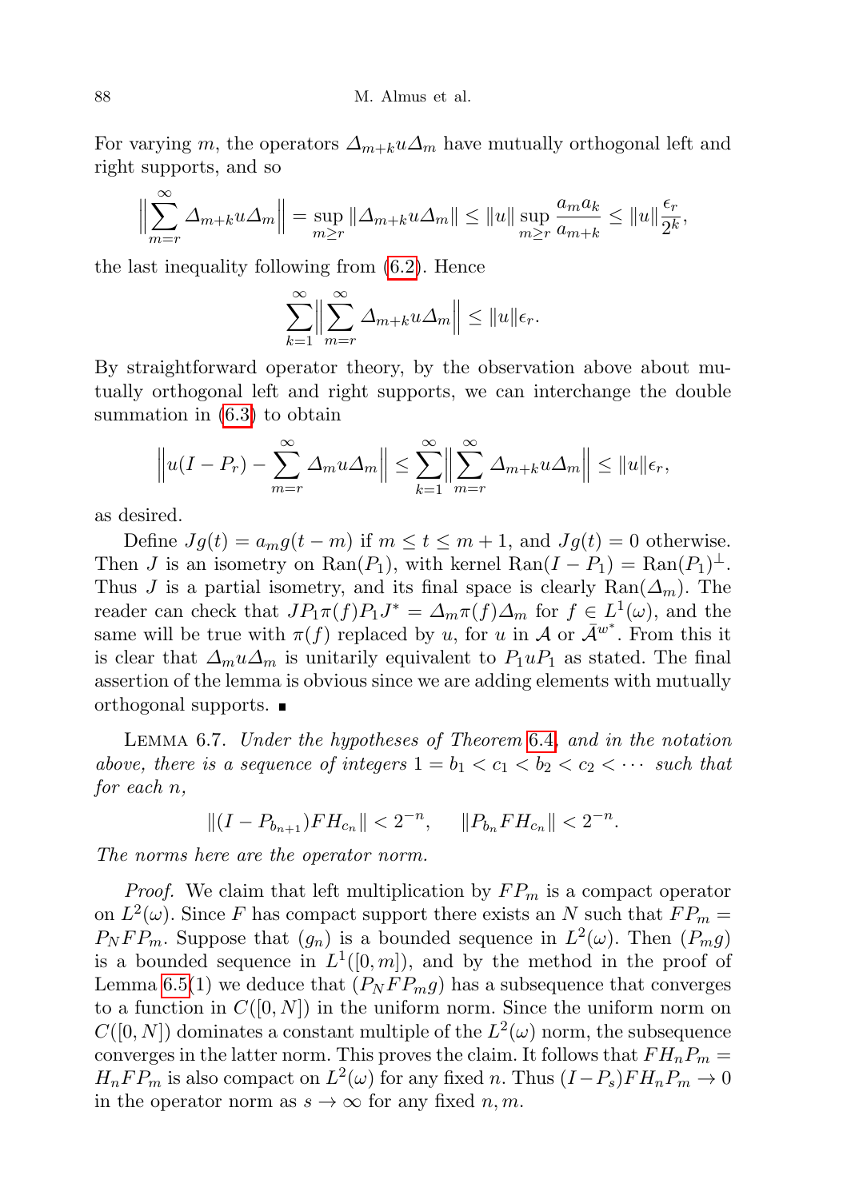For varying $m$, the operators $\Delta_{m+k} u \Delta_m$ have mutually orthogonal left and right supports, and so

$$\Big\| \sum_{m=r}^{\infty} \Delta_{m+k} u \Delta_m \Big\| = \sup_{m \geq r} \|\Delta_{m+k} u \Delta_m\| \leq \|u\| \sup_{m \geq r} \frac{a_m a_k}{a_{m+k}} \leq \|u\| \frac{\epsilon_r}{2^k},$$

the last inequality following from (6.2). Hence

$$\sum_{k=1}^{\infty} \Big\| \sum_{m=r}^{\infty} \Delta_{m+k} u \Delta_m \Big\| \leq \|u\| \epsilon_r.$$

By straightforward operator theory, by the observation above about mutually orthogonal left and right supports, we can interchange the double summation in (6.3) to obtain

$$\Big\| u(I - P_r) - \sum_{m=r}^{\infty} \Delta_m u \Delta_m \Big\| \leq \sum_{k=1}^{\infty} \Big\| \sum_{m=r}^{\infty} \Delta_{m+k} u \Delta_m \Big\| \leq \|u\| \epsilon_r,$$

as desired.

Define $Jg(t) = a_m g(t - m)$ if $m \leq t \leq m + 1$, and $Jg(t) = 0$ otherwise. Then $J$ is an isometry on $\mathrm{Ran}(P_1)$, with kernel $\mathrm{Ran}(I - P_1) = \mathrm{Ran}(P_1)^{\perp}$. Thus $J$ is a partial isometry, and its final space is clearly $\mathrm{Ran}(\Delta_m)$. The reader can check that $JP_1 \pi(f) P_1 J^* = \Delta_m \pi(f) \Delta_m$ for $f \in L^1(\omega)$, and the same will be true with $\pi(f)$ replaced by $u$, for $u$ in $\mathcal{A}$ or $\bar{\mathcal{A}}^{w^*}$. From this it is clear that $\Delta_m u \Delta_m$ is unitarily equivalent to $P_1 u P_1$ as stated. The final assertion of the lemma is obvious since we are adding elements with mutually orthogonal supports. ∎

Lemma 6.7. *Under the hypotheses of Theorem 6.4, and in the notation above, there is a sequence of integers $1 = b_1 < c_1 < b_2 < c_2 < \cdots$ such that for each $n$,*

$$\|(I - P_{b_{n+1}}) F H_{c_n}\| < 2^{-n}, \qquad \|P_{b_n} F H_{c_n}\| < 2^{-n}.$$

*The norms here are the operator norm.*

*Proof.* We claim that left multiplication by $FP_m$ is a compact operator on $L^2(\omega)$. Since $F$ has compact support there exists an $N$ such that $FP_m = P_N F P_m$. Suppose that $(g_n)$ is a bounded sequence in $L^2(\omega)$. Then $(P_m g)$ is a bounded sequence in $L^1([0, m])$, and by the method in the proof of Lemma 6.5(1) we deduce that $(P_N F P_m g)$ has a subsequence that converges to a function in $C([0, N])$ in the uniform norm. Since the uniform norm on $C([0, N])$ dominates a constant multiple of the $L^2(\omega)$ norm, the subsequence converges in the latter norm. This proves the claim. It follows that $F H_n P_m = H_n F P_m$ is also compact on $L^2(\omega)$ for any fixed $n$. Thus $(I - P_s) F H_n P_m \to 0$ in the operator norm as $s \to \infty$ for any fixed $n, m$.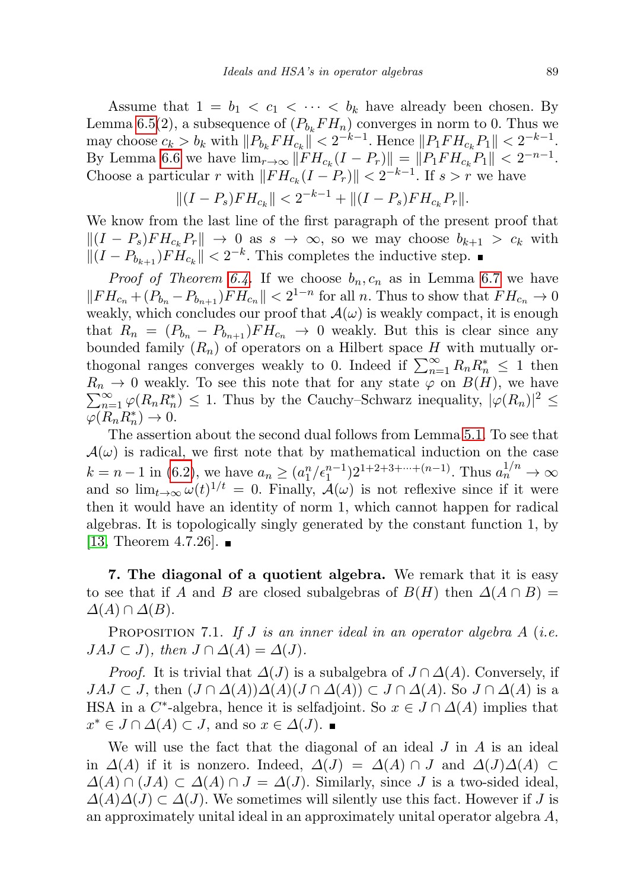Assume that $1 = b_1 < c_1 < \cdots < b_k$ have already been chosen. By Lemma 6.5(2), a subsequence of $(P_{b_k} F H_n)$ converges in norm to 0. Thus we may choose $c_k > b_k$ with $\|P_{b_k} F H_{c_k}\| < 2^{-k-1}$. Hence $\|P_1 F H_{c_k} P_1\| < 2^{-k-1}$. By Lemma 6.6 we have $\lim_{r\to\infty} \|F H_{c_k}(I - P_r)\| = \|P_1 F H_{c_k} P_1\| < 2^{-n-1}$. Choose a particular $r$ with $\|F H_{c_k}(I - P_r)\| < 2^{-k-1}$. If $s > r$ we have

$$\|(I - P_s) F H_{c_k}\| < 2^{-k-1} + \|(I - P_s) F H_{c_k} P_r\|.$$

We know from the last line of the first paragraph of the present proof that $\|(I - P_s) F H_{c_k} P_r\| \to 0$ as $s \to \infty$, so we may choose $b_{k+1} > c_k$ with $\|(I - P_{b_{k+1}}) F H_{c_k}\| < 2^{-k}$. This completes the inductive step. ∎

*Proof of Theorem 6.4.* If we choose $b_n, c_n$ as in Lemma 6.7 we have $\|F H_{c_n} + (P_{b_n} - P_{b_{n+1}}) F H_{c_n}\| < 2^{1-n}$ for all $n$. Thus to show that $F H_{c_n} \to 0$ weakly, which concludes our proof that $\mathcal{A}(\omega)$ is weakly compact, it is enough that $R_n = (P_{b_n} - P_{b_{n+1}}) F H_{c_n} \to 0$ weakly. But this is clear since any bounded family $(R_n)$ of operators on a Hilbert space $H$ with mutually orthogonal ranges converges weakly to 0. Indeed if $\sum_{n=1}^{\infty} R_n R_n^* \le 1$ then $R_n \to 0$ weakly. To see this note that for any state $\varphi$ on $B(H)$, we have $\sum_{n=1}^{\infty} \varphi(R_n R_n^*) \le 1$. Thus by the Cauchy–Schwarz inequality, $|\varphi(R_n)|^2 \le \varphi(R_n R_n^*) \to 0$.

The assertion about the second dual follows from Lemma 5.1. To see that $\mathcal{A}(\omega)$ is radical, we first note that by mathematical induction on the case $k = n-1$ in (6.2), we have $a_n \ge (a_1^n/\epsilon_1^{n-1}) 2^{1+2+3+\cdots+(n-1)}$. Thus $a_n^{1/n} \to \infty$ and so $\lim_{t\to\infty} \omega(t)^{1/t} = 0$. Finally, $\mathcal{A}(\omega)$ is not reflexive since if it were then it would have an identity of norm 1, which cannot happen for radical algebras. It is topologically singly generated by the constant function 1, by [13, Theorem 4.7.26]. ∎

## 7. The diagonal of a quotient algebra.

We remark that it is easy to see that if $A$ and $B$ are closed subalgebras of $B(H)$ then $\Delta(A \cap B) = \Delta(A) \cap \Delta(B)$.

PROPOSITION 7.1. *If $J$ is an inner ideal in an operator algebra $A$ (i.e. $JAJ \subset J$), then $J \cap \Delta(A) = \Delta(J)$.*

*Proof.* It is trivial that $\Delta(J)$ is a subalgebra of $J \cap \Delta(A)$. Conversely, if $JAJ \subset J$, then $(J \cap \Delta(A))\Delta(A)(J \cap \Delta(A)) \subset J \cap \Delta(A)$. So $J \cap \Delta(A)$ is a HSA in a $C^*$-algebra, hence it is selfadjoint. So $x \in J \cap \Delta(A)$ implies that $x^* \in J \cap \Delta(A) \subset J$, and so $x \in \Delta(J)$. ∎

We will use the fact that the diagonal of an ideal $J$ in $A$ is an ideal in $\Delta(A)$ if it is nonzero. Indeed, $\Delta(J) = \Delta(A) \cap J$ and $\Delta(J)\Delta(A) \subset \Delta(A) \cap (JA) \subset \Delta(A) \cap J = \Delta(J)$. Similarly, since $J$ is a two-sided ideal, $\Delta(A)\Delta(J) \subset \Delta(J)$. We sometimes will silently use this fact. However if $J$ is an approximately unital ideal in an approximately unital operator algebra $A$,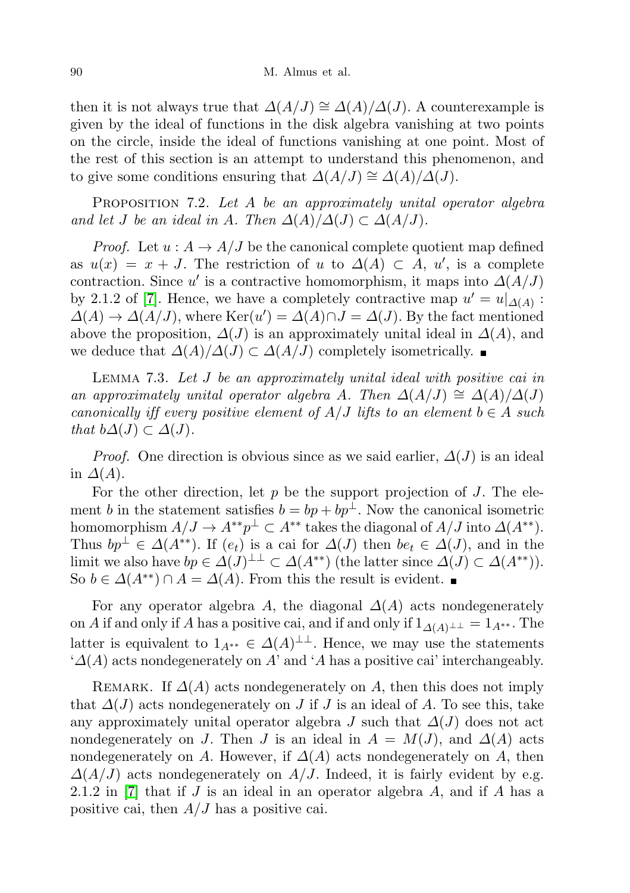then it is not always true that $\Delta(A/J) \cong \Delta(A)/\Delta(J)$. A counterexample is given by the ideal of functions in the disk algebra vanishing at two points on the circle, inside the ideal of functions vanishing at one point. Most of the rest of this section is an attempt to understand this phenomenon, and to give some conditions ensuring that $\Delta(A/J) \cong \Delta(A)/\Delta(J)$.

PROPOSITION 7.2. *Let $A$ be an approximately unital operator algebra and let $J$ be an ideal in $A$. Then $\Delta(A)/\Delta(J) \subset \Delta(A/J)$.*

*Proof.* Let $u : A \to A/J$ be the canonical complete quotient map defined as $u(x) = x + J$. The restriction of $u$ to $\Delta(A) \subset A$, $u'$, is a complete contraction. Since $u'$ is a contractive homomorphism, it maps into $\Delta(A/J)$ by 2.1.2 of [7]. Hence, we have a completely contractive map $u' = u|_{\Delta(A)} : \Delta(A) \to \Delta(A/J)$, where $\mathrm{Ker}(u') = \Delta(A) \cap J = \Delta(J)$. By the fact mentioned above the proposition, $\Delta(J)$ is an approximately unital ideal in $\Delta(A)$, and we deduce that $\Delta(A)/\Delta(J) \subset \Delta(A/J)$ completely isometrically. ∎

LEMMA 7.3. *Let $J$ be an approximately unital ideal with positive cai in an approximately unital operator algebra $A$. Then $\Delta(A/J) \cong \Delta(A)/\Delta(J)$ canonically iff every positive element of $A/J$ lifts to an element $b \in A$ such that $b\Delta(J) \subset \Delta(J)$.*

*Proof.* One direction is obvious since as we said earlier, $\Delta(J)$ is an ideal in $\Delta(A)$.

For the other direction, let $p$ be the support projection of $J$. The element $b$ in the statement satisfies $b = bp + bp^{\perp}$. Now the canonical isometric homomorphism $A/J \to A^{**}p^{\perp} \subset A^{**}$ takes the diagonal of $A/J$ into $\Delta(A^{**})$. Thus $bp^{\perp} \in \Delta(A^{**})$. If $(e_t)$ is a cai for $\Delta(J)$ then $be_t \in \Delta(J)$, and in the limit we also have $bp \in \Delta(J)^{\perp\perp} \subset \Delta(A^{**})$ (the latter since $\Delta(J) \subset \Delta(A^{**})$). So $b \in \Delta(A^{**}) \cap A = \Delta(A)$. From this the result is evident. ∎

For any operator algebra $A$, the diagonal $\Delta(A)$ acts nondegenerately on $A$ if and only if $A$ has a positive cai, and if and only if $1_{\Delta(A)^{\perp\perp}} = 1_{A^{**}}$. The latter is equivalent to $1_{A^{**}} \in \Delta(A)^{\perp\perp}$. Hence, we may use the statements '$\Delta(A)$ acts nondegenerately on $A$' and '$A$ has a positive cai' interchangeably.

REMARK. If $\Delta(A)$ acts nondegenerately on $A$, then this does not imply that $\Delta(J)$ acts nondegenerately on $J$ if $J$ is an ideal of $A$. To see this, take any approximately unital operator algebra $J$ such that $\Delta(J)$ does not act nondegenerately on $J$. Then $J$ is an ideal in $A = M(J)$, and $\Delta(A)$ acts nondegenerately on $A$. However, if $\Delta(A)$ acts nondegenerately on $A$, then $\Delta(A/J)$ acts nondegenerately on $A/J$. Indeed, it is fairly evident by e.g. 2.1.2 in [7] that if $J$ is an ideal in an operator algebra $A$, and if $A$ has a positive cai, then $A/J$ has a positive cai.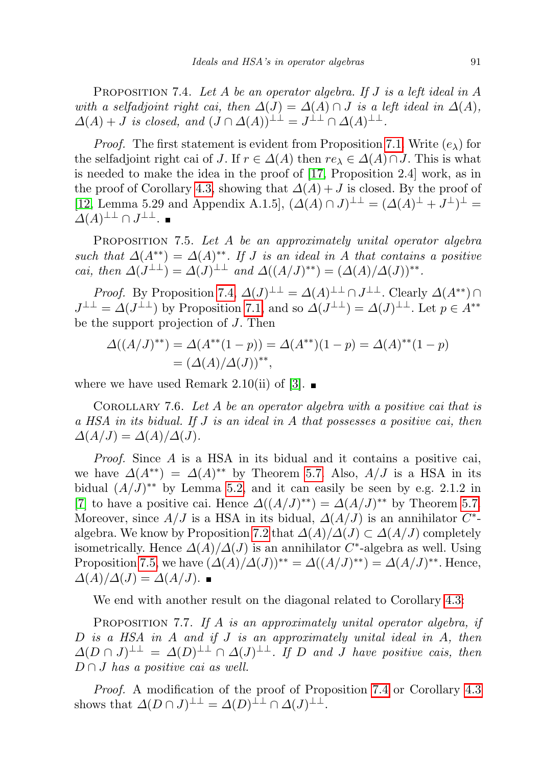Proposition 7.4. *Let $A$ be an operator algebra. If $J$ is a left ideal in $A$ with a selfadjoint right cai, then $\Delta(J) = \Delta(A) \cap J$ is a left ideal in $\Delta(A)$, $\Delta(A) + J$ is closed, and $(J \cap \Delta(A))^{\perp\perp} = J^{\perp\perp} \cap \Delta(A)^{\perp\perp}$.*

*Proof.* The first statement is evident from Proposition 7.1. Write $(e_\lambda)$ for the selfadjoint right cai of $J$. If $r \in \Delta(A)$ then $re_\lambda \in \Delta(A) \cap J$. This is what is needed to make the idea in the proof of [17, Proposition 2.4] work, as in the proof of Corollary 4.3, showing that $\Delta(A) + J$ is closed. By the proof of [12, Lemma 5.29 and Appendix A.1.5], $(\Delta(A) \cap J)^{\perp\perp} = (\Delta(A)^{\perp} + J^{\perp})^{\perp} = \Delta(A)^{\perp\perp} \cap J^{\perp\perp}$. ∎

Proposition 7.5. *Let $A$ be an approximately unital operator algebra such that $\Delta(A^{**}) = \Delta(A)^{**}$. If $J$ is an ideal in $A$ that contains a positive cai, then $\Delta(J^{\perp\perp}) = \Delta(J)^{\perp\perp}$ and $\Delta((A/J)^{**}) = (\Delta(A)/\Delta(J))^{**}$.*

*Proof.* By Proposition 7.4, $\Delta(J)^{\perp\perp} = \Delta(A)^{\perp\perp} \cap J^{\perp\perp}$. Clearly $\Delta(A^{**}) \cap J^{\perp\perp} = \Delta(J^{\perp\perp})$ by Proposition 7.1, and so $\Delta(J^{\perp\perp}) = \Delta(J)^{\perp\perp}$. Let $p \in A^{**}$ be the support projection of $J$. Then

$$\begin{aligned}\Delta((A/J)^{**}) &= \Delta(A^{**}(1-p)) = \Delta(A^{**})(1-p) = \Delta(A)^{**}(1-p) \\ &= (\Delta(A)/\Delta(J))^{**},\end{aligned}$$

where we have used Remark 2.10(ii) of [3]. ∎

Corollary 7.6. *Let $A$ be an operator algebra with a positive cai that is a HSA in its bidual. If $J$ is an ideal in $A$ that possesses a positive cai, then $\Delta(A/J) = \Delta(A)/\Delta(J)$.*

*Proof.* Since $A$ is a HSA in its bidual and it contains a positive cai, we have $\Delta(A^{**}) = \Delta(A)^{**}$ by Theorem 5.7. Also, $A/J$ is a HSA in its bidual $(A/J)^{**}$ by Lemma 5.2, and it can easily be seen by e.g. 2.1.2 in [7] to have a positive cai. Hence $\Delta((A/J)^{**}) = \Delta(A/J)^{**}$ by Theorem 5.7. Moreover, since $A/J$ is a HSA in its bidual, $\Delta(A/J)$ is an annihilator $C^*$-algebra. We know by Proposition 7.2 that $\Delta(A)/\Delta(J) \subset \Delta(A/J)$ completely isometrically. Hence $\Delta(A)/\Delta(J)$ is an annihilator $C^*$-algebra as well. Using Proposition 7.5, we have $(\Delta(A)/\Delta(J))^{**} = \Delta((A/J)^{**}) = \Delta(A/J)^{**}$. Hence, $\Delta(A)/\Delta(J) = \Delta(A/J)$. ∎

We end with another result on the diagonal related to Corollary 4.3:

Proposition 7.7. *If $A$ is an approximately unital operator algebra, if $D$ is a HSA in $A$ and if $J$ is an approximately unital ideal in $A$, then $\Delta(D \cap J)^{\perp\perp} = \Delta(D)^{\perp\perp} \cap \Delta(J)^{\perp\perp}$. If $D$ and $J$ have positive cais, then $D \cap J$ has a positive cai as well.*

*Proof.* A modification of the proof of Proposition 7.4 or Corollary 4.3 shows that $\Delta(D \cap J)^{\perp\perp} = \Delta(D)^{\perp\perp} \cap \Delta(J)^{\perp\perp}$.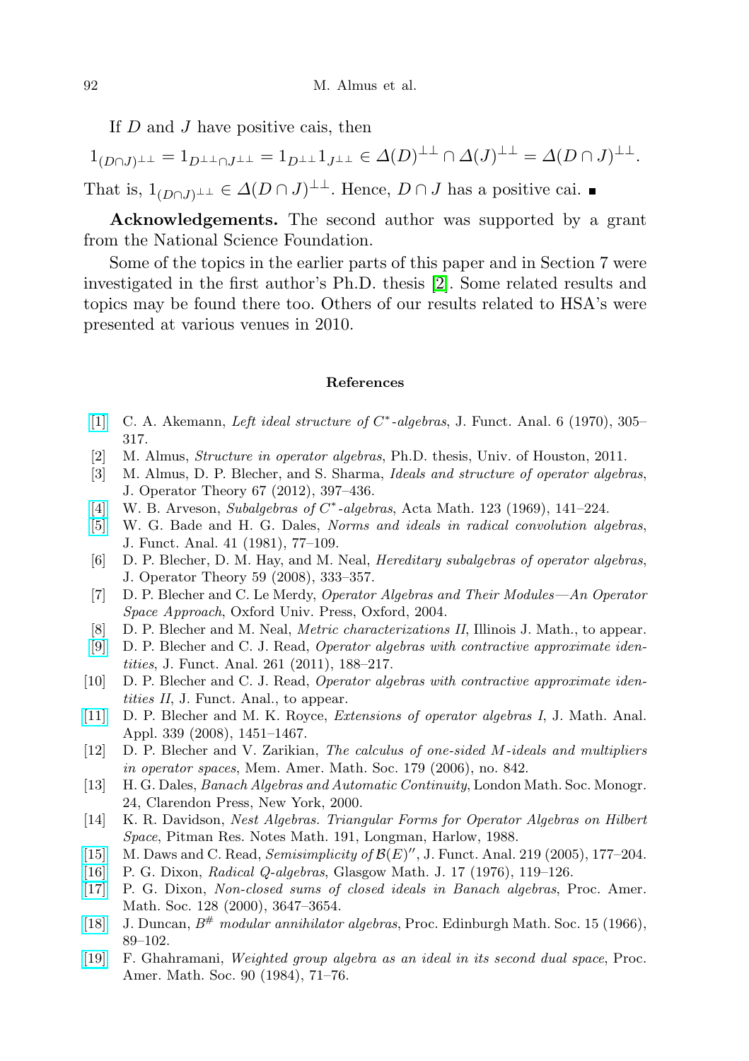If $D$ and $J$ have positive cais, then

$$1_{(D\cap J)^{\perp\perp}} = 1_{D^{\perp\perp}\cap J^{\perp\perp}} = 1_{D^{\perp\perp}} 1_{J^{\perp\perp}} \in \mathit{\Delta}(D)^{\perp\perp} \cap \mathit{\Delta}(J)^{\perp\perp} = \mathit{\Delta}(D\cap J)^{\perp\perp}.$$

That is, $1_{(D\cap J)^{\perp\perp}} \in \mathit{\Delta}(D\cap J)^{\perp\perp}$. Hence, $D\cap J$ has a positive cai. ∎

**Acknowledgements.** The second author was supported by a grant from the National Science Foundation.

Some of the topics in the earlier parts of this paper and in Section 7 were investigated in the first author's Ph.D. thesis [2]. Some related results and topics may be found there too. Others of our results related to HSA's were presented at various venues in 2010.

## References

[1] C. A. Akemann, *Left ideal structure of $C^*$-algebras*, J. Funct. Anal. 6 (1970), 305–317.

[2] M. Almus, *Structure in operator algebras*, Ph.D. thesis, Univ. of Houston, 2011.

[3] M. Almus, D. P. Blecher, and S. Sharma, *Ideals and structure of operator algebras*, J. Operator Theory 67 (2012), 397–436.

[4] W. B. Arveson, *Subalgebras of $C^*$-algebras*, Acta Math. 123 (1969), 141–224.

[5] W. G. Bade and H. G. Dales, *Norms and ideals in radical convolution algebras*, J. Funct. Anal. 41 (1981), 77–109.

[6] D. P. Blecher, D. M. Hay, and M. Neal, *Hereditary subalgebras of operator algebras*, J. Operator Theory 59 (2008), 333–357.

[7] D. P. Blecher and C. Le Merdy, *Operator Algebras and Their Modules—An Operator Space Approach*, Oxford Univ. Press, Oxford, 2004.

[8] D. P. Blecher and M. Neal, *Metric characterizations II*, Illinois J. Math., to appear.

[9] D. P. Blecher and C. J. Read, *Operator algebras with contractive approximate identities*, J. Funct. Anal. 261 (2011), 188–217.

[10] D. P. Blecher and C. J. Read, *Operator algebras with contractive approximate identities II*, J. Funct. Anal., to appear.

[11] D. P. Blecher and M. K. Royce, *Extensions of operator algebras I*, J. Math. Anal. Appl. 339 (2008), 1451–1467.

[12] D. P. Blecher and V. Zarikian, *The calculus of one-sided M-ideals and multipliers in operator spaces*, Mem. Amer. Math. Soc. 179 (2006), no. 842.

[13] H. G. Dales, *Banach Algebras and Automatic Continuity*, London Math. Soc. Monogr. 24, Clarendon Press, New York, 2000.

[14] K. R. Davidson, *Nest Algebras. Triangular Forms for Operator Algebras on Hilbert Space*, Pitman Res. Notes Math. 191, Longman, Harlow, 1988.

[15] M. Daws and C. Read, *Semisimplicity of $\mathcal{B}(E)''$*, J. Funct. Anal. 219 (2005), 177–204.

[16] P. G. Dixon, *Radical Q-algebras*, Glasgow Math. J. 17 (1976), 119–126.

[17] P. G. Dixon, *Non-closed sums of closed ideals in Banach algebras*, Proc. Amer. Math. Soc. 128 (2000), 3647–3654.

[18] J. Duncan, *$B^{\#}$ modular annihilator algebras*, Proc. Edinburgh Math. Soc. 15 (1966), 89–102.

[19] F. Ghahramani, *Weighted group algebra as an ideal in its second dual space*, Proc. Amer. Math. Soc. 90 (1984), 71–76.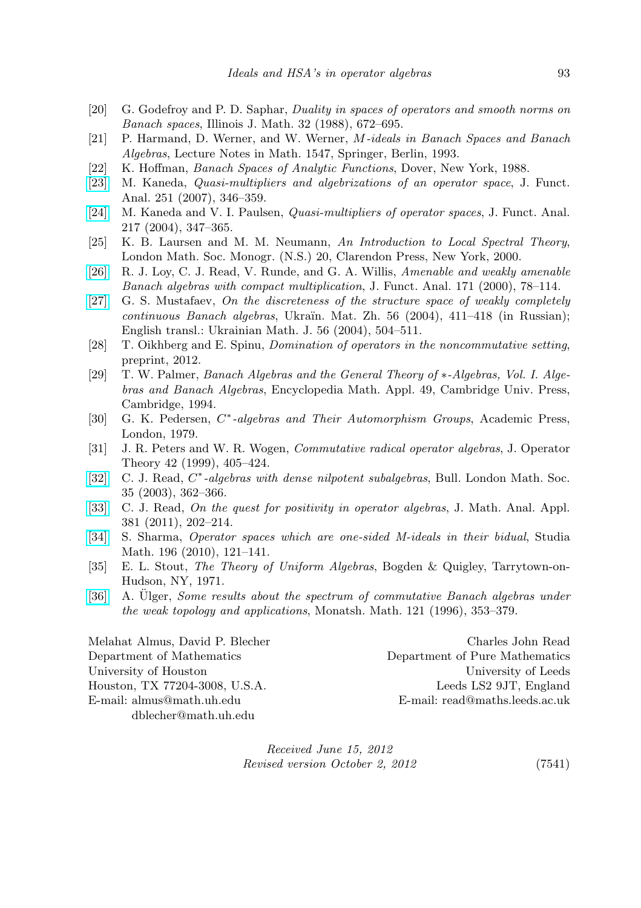[20] G. Godefroy and P. D. Saphar, *Duality in spaces of operators and smooth norms on Banach spaces*, Illinois J. Math. 32 (1988), 672–695.

[21] P. Harmand, D. Werner, and W. Werner, *M-ideals in Banach Spaces and Banach Algebras*, Lecture Notes in Math. 1547, Springer, Berlin, 1993.

[22] K. Hoffman, *Banach Spaces of Analytic Functions*, Dover, New York, 1988.

[23] M. Kaneda, *Quasi-multipliers and algebrizations of an operator space*, J. Funct. Anal. 251 (2007), 346–359.

[24] M. Kaneda and V. I. Paulsen, *Quasi-multipliers of operator spaces*, J. Funct. Anal. 217 (2004), 347–365.

[25] K. B. Laursen and M. M. Neumann, *An Introduction to Local Spectral Theory*, London Math. Soc. Monogr. (N.S.) 20, Clarendon Press, New York, 2000.

[26] R. J. Loy, C. J. Read, V. Runde, and G. A. Willis, *Amenable and weakly amenable Banach algebras with compact multiplication*, J. Funct. Anal. 171 (2000), 78–114.

[27] G. S. Mustafaev, *On the discreteness of the structure space of weakly completely continuous Banach algebras*, Ukraïn. Mat. Zh. 56 (2004), 411–418 (in Russian); English transl.: Ukrainian Math. J. 56 (2004), 504–511.

[28] T. Oikhberg and E. Spinu, *Domination of operators in the noncommutative setting*, preprint, 2012.

[29] T. W. Palmer, *Banach Algebras and the General Theory of ∗-Algebras, Vol. I. Algebras and Banach Algebras*, Encyclopedia Math. Appl. 49, Cambridge Univ. Press, Cambridge, 1994.

[30] G. K. Pedersen, *$C^*$-algebras and Their Automorphism Groups*, Academic Press, London, 1979.

[31] J. R. Peters and W. R. Wogen, *Commutative radical operator algebras*, J. Operator Theory 42 (1999), 405–424.

[32] C. J. Read, *$C^*$-algebras with dense nilpotent subalgebras*, Bull. London Math. Soc. 35 (2003), 362–366.

[33] C. J. Read, *On the quest for positivity in operator algebras*, J. Math. Anal. Appl. 381 (2011), 202–214.

[34] S. Sharma, *Operator spaces which are one-sided M-ideals in their bidual*, Studia Math. 196 (2010), 121–141.

[35] E. L. Stout, *The Theory of Uniform Algebras*, Bogden & Quigley, Tarrytown-on-Hudson, NY, 1971.

[36] A. Ülger, *Some results about the spectrum of commutative Banach algebras under the weak topology and applications*, Monatsh. Math. 121 (1996), 353–379.

Melahat Almus, David P. Blecher
Department of Mathematics
University of Houston
Houston, TX 77204-3008, U.S.A.
E-mail: almus@math.uh.edu
dblecher@math.uh.edu

Charles John Read
Department of Pure Mathematics
University of Leeds
Leeds LS2 9JT, England
E-mail: read@maths.leeds.ac.uk

*Received June 15, 2012*
*Revised version October 2, 2012* (7541)